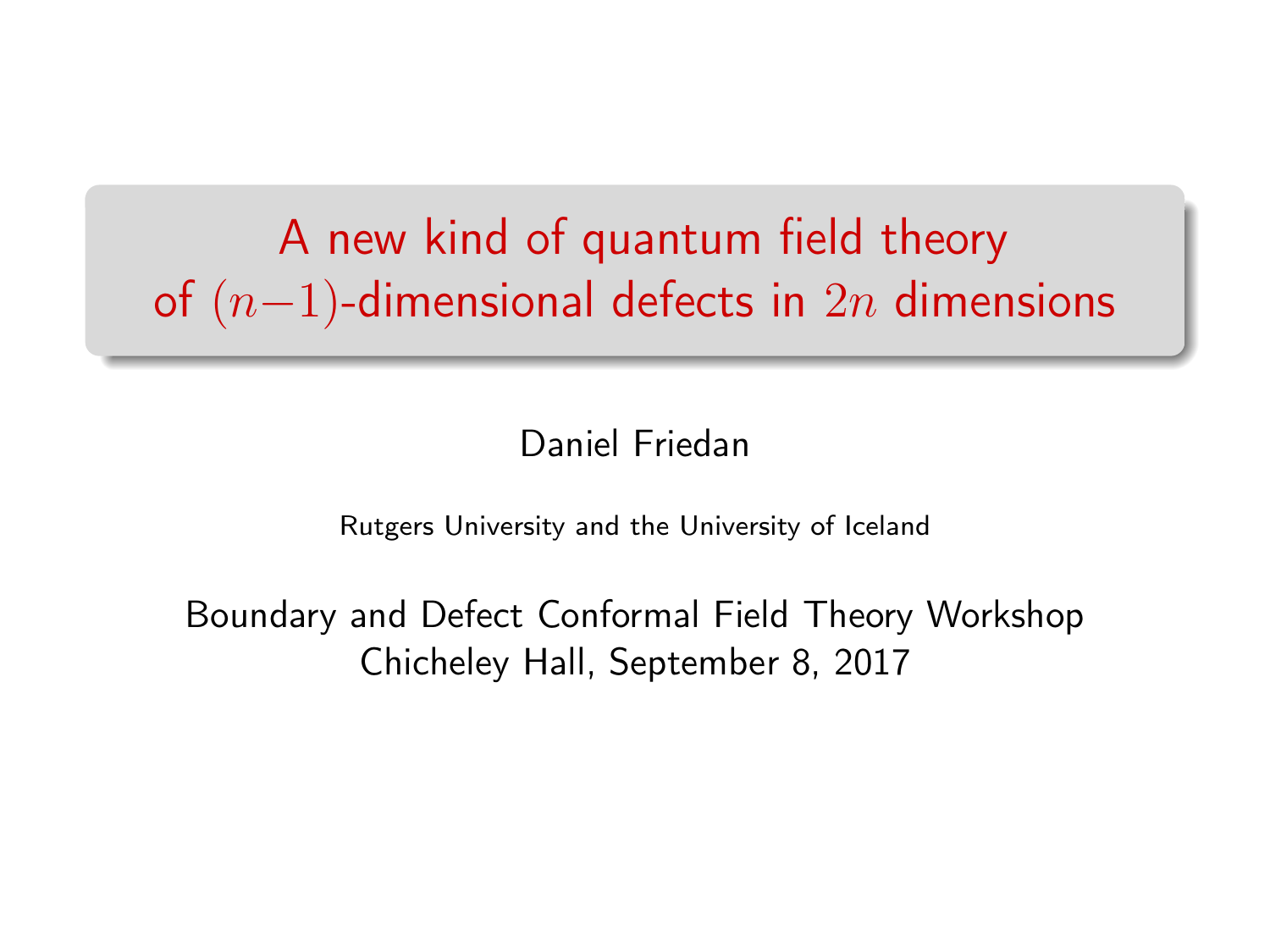# A new kind of quantum field theory of $(n-1)$-dimensional defects in $2n$ dimensions

Daniel Friedan

Rutgers University and the University of Iceland

Boundary and Defect Conformal Field Theory Workshop
Chicheley Hall, September 8, 2017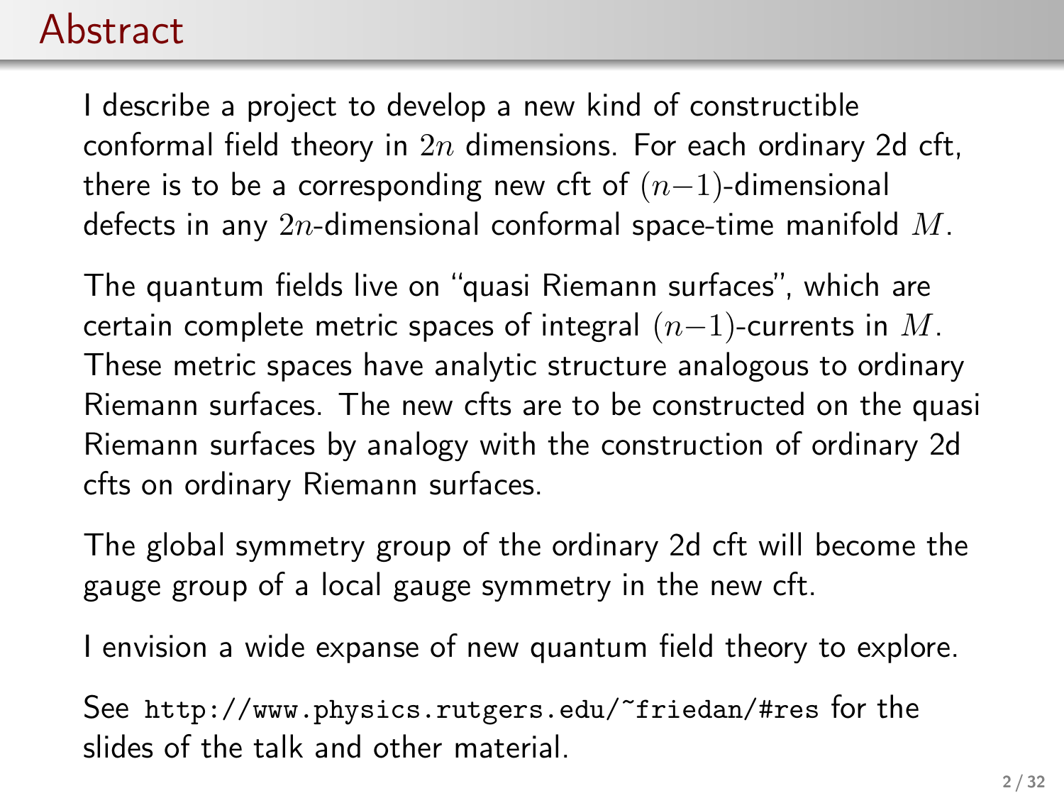# Abstract

I describe a project to develop a new kind of constructible conformal field theory in $2n$ dimensions. For each ordinary 2d cft, there is to be a corresponding new cft of $(n-1)$-dimensional defects in any $2n$-dimensional conformal space-time manifold $M$.

The quantum fields live on "quasi Riemann surfaces", which are certain complete metric spaces of integral $(n-1)$-currents in $M$. These metric spaces have analytic structure analogous to ordinary Riemann surfaces. The new cfts are to be constructed on the quasi Riemann surfaces by analogy with the construction of ordinary 2d cfts on ordinary Riemann surfaces.

The global symmetry group of the ordinary 2d cft will become the gauge group of a local gauge symmetry in the new cft.

I envision a wide expanse of new quantum field theory to explore.

See `http://www.physics.rutgers.edu/~friedan/#res` for the slides of the talk and other material.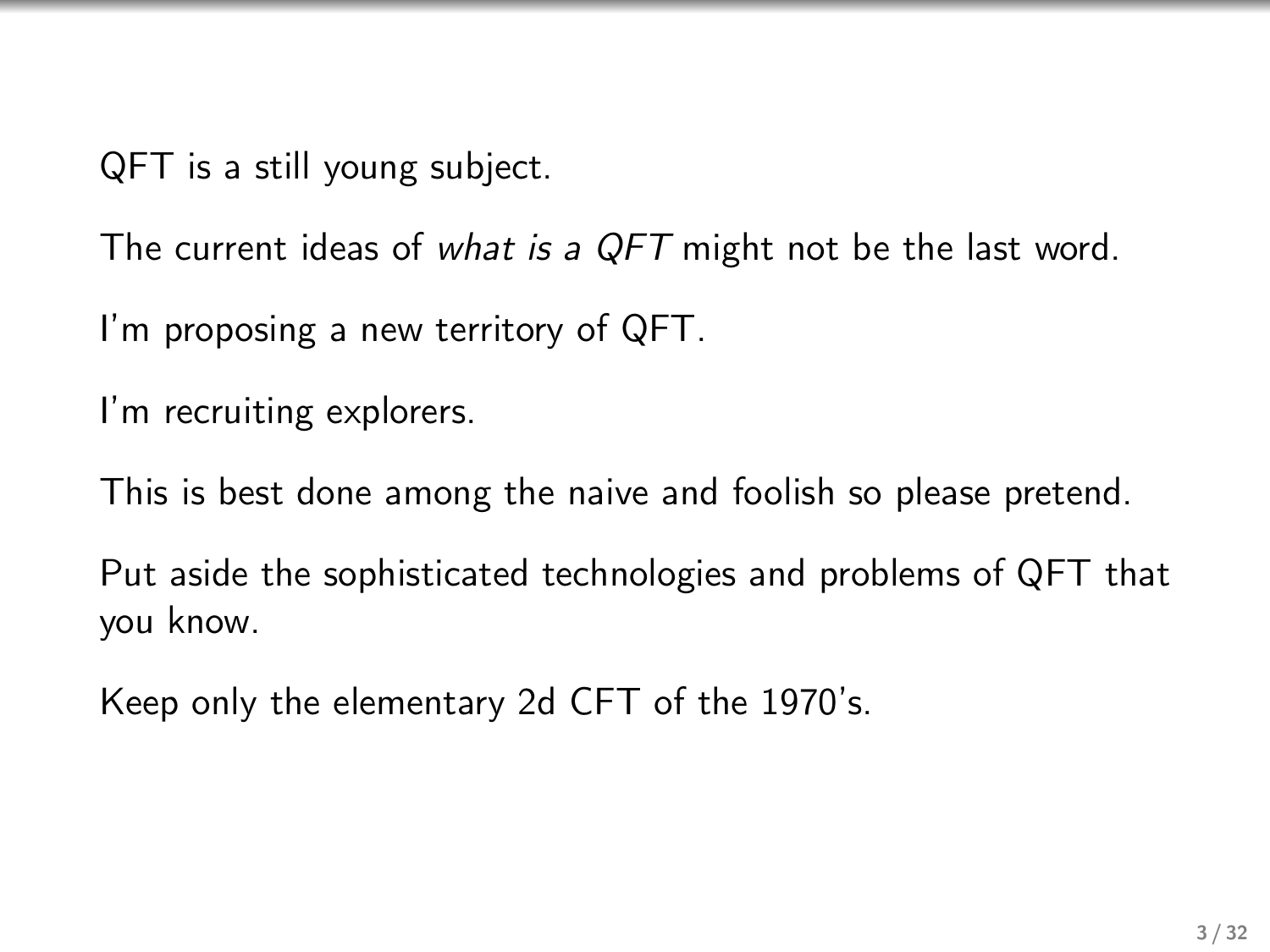QFT is a still young subject.

The current ideas of *what is a QFT* might not be the last word.

I'm proposing a new territory of QFT.

I'm recruiting explorers.

This is best done among the naive and foolish so please pretend.

Put aside the sophisticated technologies and problems of QFT that you know.

Keep only the elementary 2d CFT of the 1970's.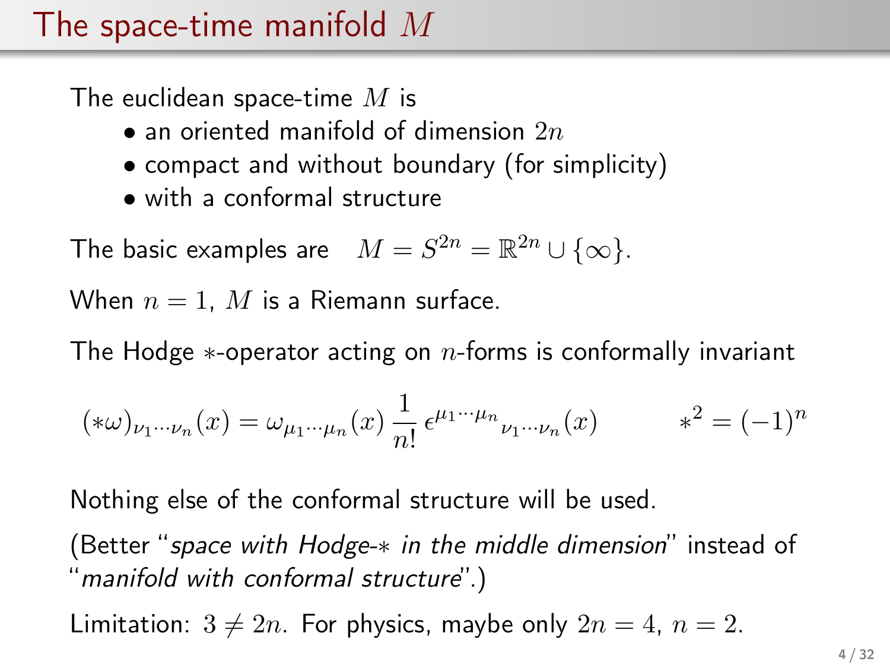# The space-time manifold $M$

The euclidean space-time $M$ is

- an oriented manifold of dimension $2n$
- compact and without boundary (for simplicity)
- with a conformal structure

The basic examples are $\quad M = S^{2n} = \mathbb{R}^{2n} \cup \{\infty\}$.

When $n = 1$, $M$ is a Riemann surface.

The Hodge $*$-operator acting on $n$-forms is conformally invariant

$$(*\omega)_{\nu_1 \cdots \nu_n}(x) = \omega_{\mu_1 \cdots \mu_n}(x)\, \frac{1}{n!}\, \epsilon^{\mu_1 \cdots \mu_n}{}_{\nu_1 \cdots \nu_n}(x) \qquad\qquad *^2 = (-1)^n$$

Nothing else of the conformal structure will be used.

(Better "*space with Hodge-$*$ in the middle dimension*" instead of "*manifold with conformal structure*".)

Limitation: $3 \neq 2n$. For physics, maybe only $2n = 4$, $n = 2$.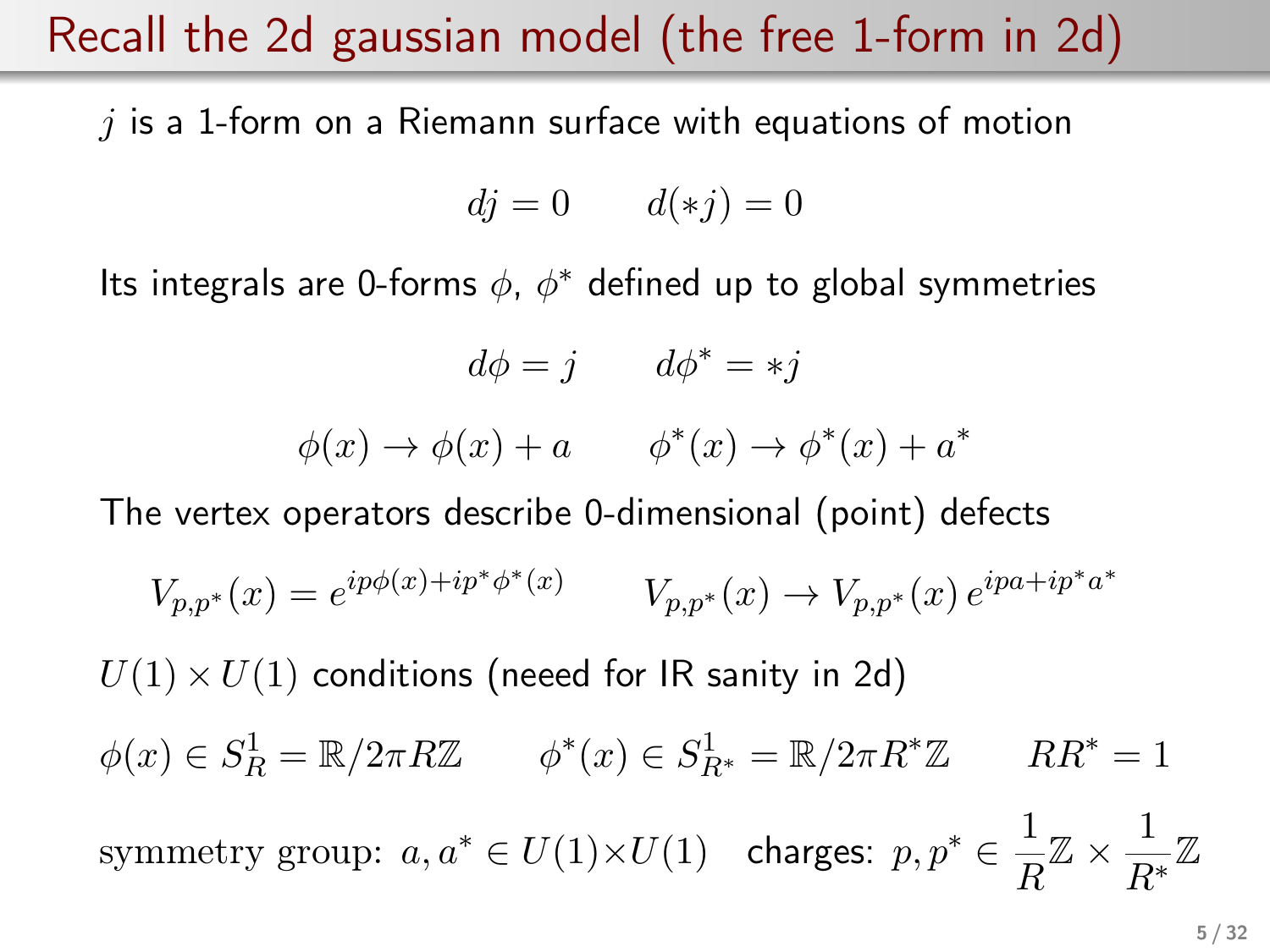# Recall the 2d gaussian model (the free 1-form in 2d)

$j$ is a 1-form on a Riemann surface with equations of motion

$$dj = 0 \qquad d(*j) = 0$$

Its integrals are 0-forms $\phi$, $\phi^*$ defined up to global symmetries

$$d\phi = j \qquad d\phi^* = *j$$

$$\phi(x) \to \phi(x) + a \qquad \phi^*(x) \to \phi^*(x) + a^*$$

The vertex operators describe 0-dimensional (point) defects

$$V_{p,p^*}(x) = e^{ip\phi(x)+ip^*\phi^*(x)} \qquad V_{p,p^*}(x) \to V_{p,p^*}(x)\, e^{ipa+ip^*a^*}$$

$U(1)\times U(1)$ conditions (neeed for IR sanity in 2d)

$$\phi(x) \in S^1_R = \mathbb{R}/2\pi R\mathbb{Z} \qquad \phi^*(x) \in S^1_{R^*} = \mathbb{R}/2\pi R^*\mathbb{Z} \qquad RR^* = 1$$

symmetry group: $a, a^* \in U(1)\times U(1)$ charges: $p, p^* \in \dfrac{1}{R}\mathbb{Z} \times \dfrac{1}{R^*}\mathbb{Z}$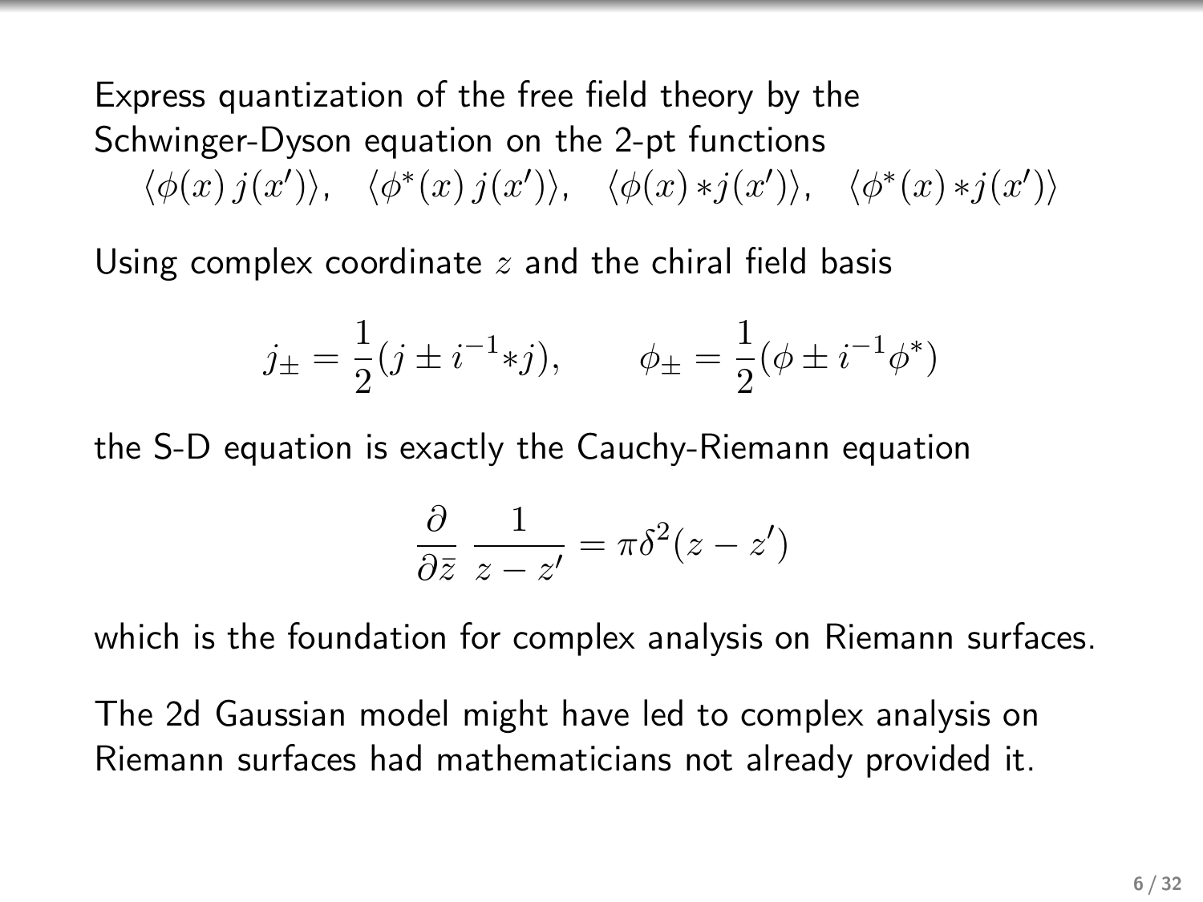Express quantization of the free field theory by the Schwinger-Dyson equation on the 2-pt functions

$$\langle \phi(x)\, j(x') \rangle, \quad \langle \phi^*(x)\, j(x') \rangle, \quad \langle \phi(x) *j(x') \rangle, \quad \langle \phi^*(x) *j(x') \rangle$$

Using complex coordinate $z$ and the chiral field basis

$$j_\pm = \frac{1}{2}(j \pm i^{-1} *j), \qquad \phi_\pm = \frac{1}{2}(\phi \pm i^{-1} \phi^*)$$

the S-D equation is exactly the Cauchy-Riemann equation

$$\frac{\partial}{\partial \bar{z}} \, \frac{1}{z - z'} = \pi \delta^2(z - z')$$

which is the foundation for complex analysis on Riemann surfaces.

The 2d Gaussian model might have led to complex analysis on Riemann surfaces had mathematicians not already provided it.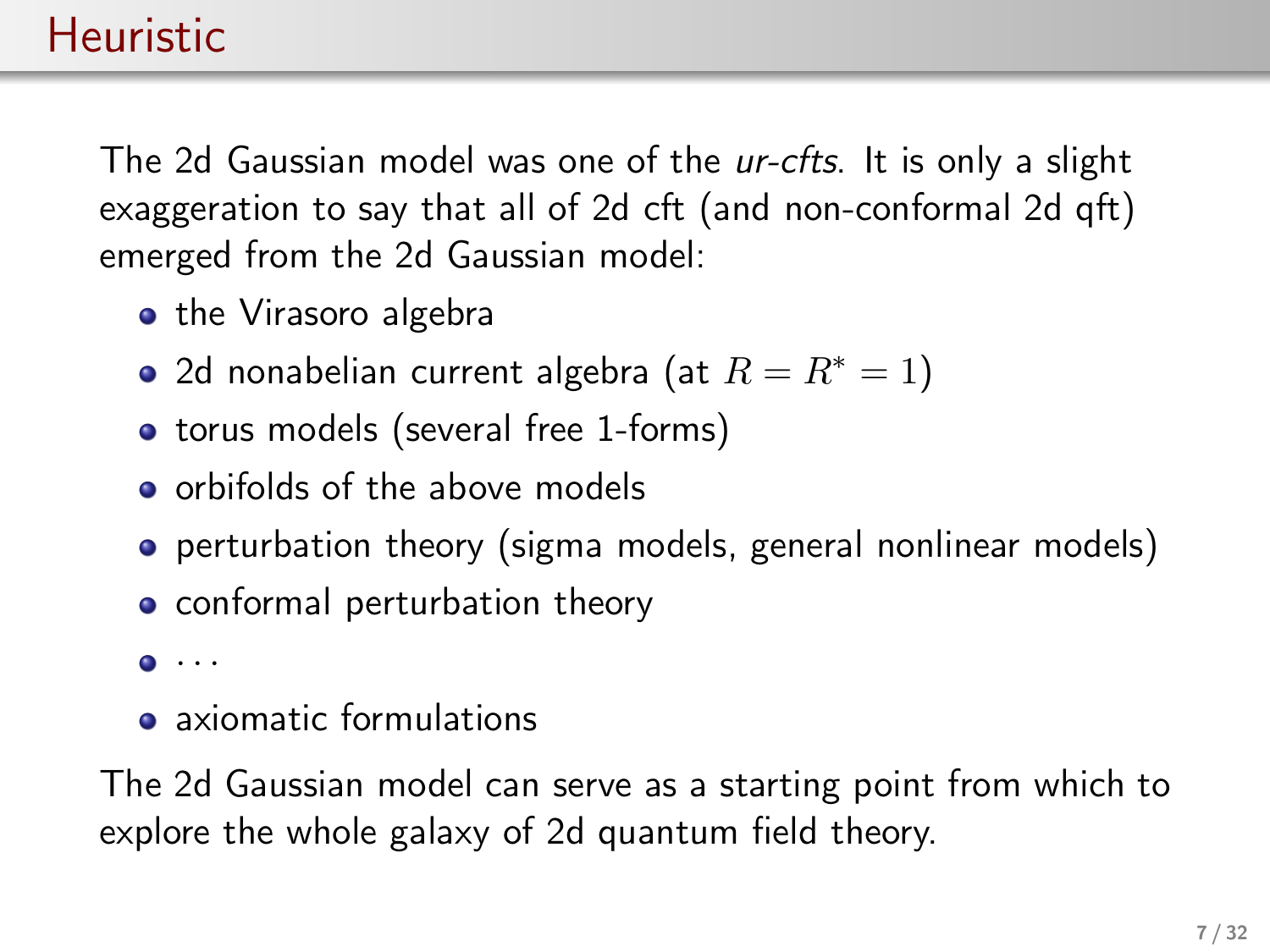# Heuristic

The 2d Gaussian model was one of the *ur-cfts*. It is only a slight exaggeration to say that all of 2d cft (and non-conformal 2d qft) emerged from the 2d Gaussian model:

- the Virasoro algebra
- 2d nonabelian current algebra (at $R = R^* = 1$)
- torus models (several free 1-forms)
- orbifolds of the above models
- perturbation theory (sigma models, general nonlinear models)
- conformal perturbation theory
- $\cdots$
- axiomatic formulations

The 2d Gaussian model can serve as a starting point from which to explore the whole galaxy of 2d quantum field theory.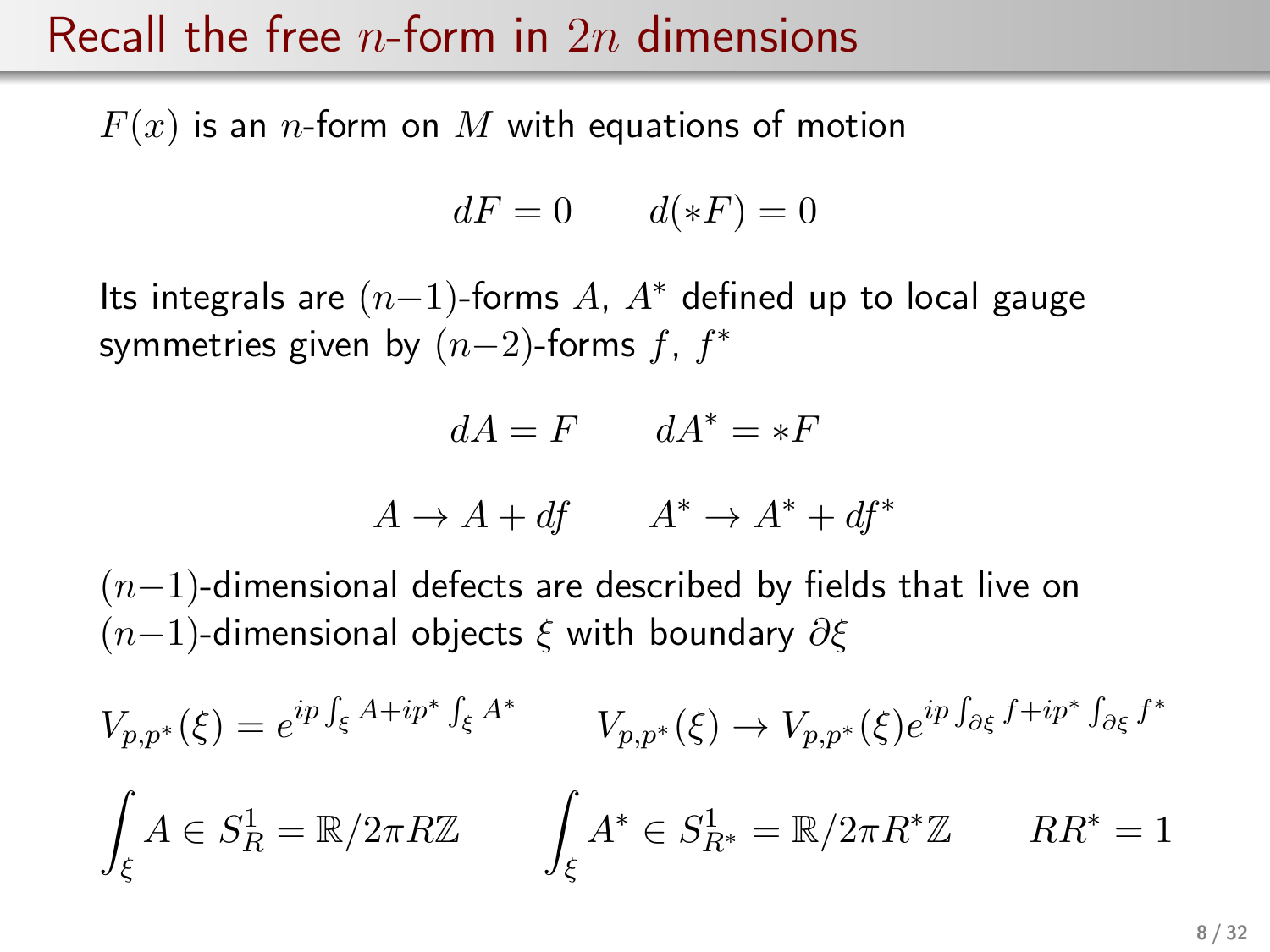# Recall the free $n$-form in $2n$ dimensions

$F(x)$ is an $n$-form on $M$ with equations of motion

$$dF = 0 \qquad d(*F) = 0$$

Its integrals are $(n-1)$-forms $A$, $A^*$ defined up to local gauge symmetries given by $(n-2)$-forms $f$, $f^*$

$$dA = F \qquad dA^* = *F$$

$$A \to A + df \qquad A^* \to A^* + df^*$$

$(n-1)$-dimensional defects are described by fields that live on $(n-1)$-dimensional objects $\xi$ with boundary $\partial\xi$

$$V_{p,p^*}(\xi) = e^{ip\int_\xi A + ip^*\int_\xi A^*} \qquad V_{p,p^*}(\xi) \to V_{p,p^*}(\xi) e^{ip\int_{\partial\xi} f + ip^*\int_{\partial\xi} f^*}$$

$$\int_\xi A \in S^1_R = \mathbb{R}/2\pi R\mathbb{Z} \qquad \int_\xi A^* \in S^1_{R^*} = \mathbb{R}/2\pi R^*\mathbb{Z} \qquad RR^* = 1$$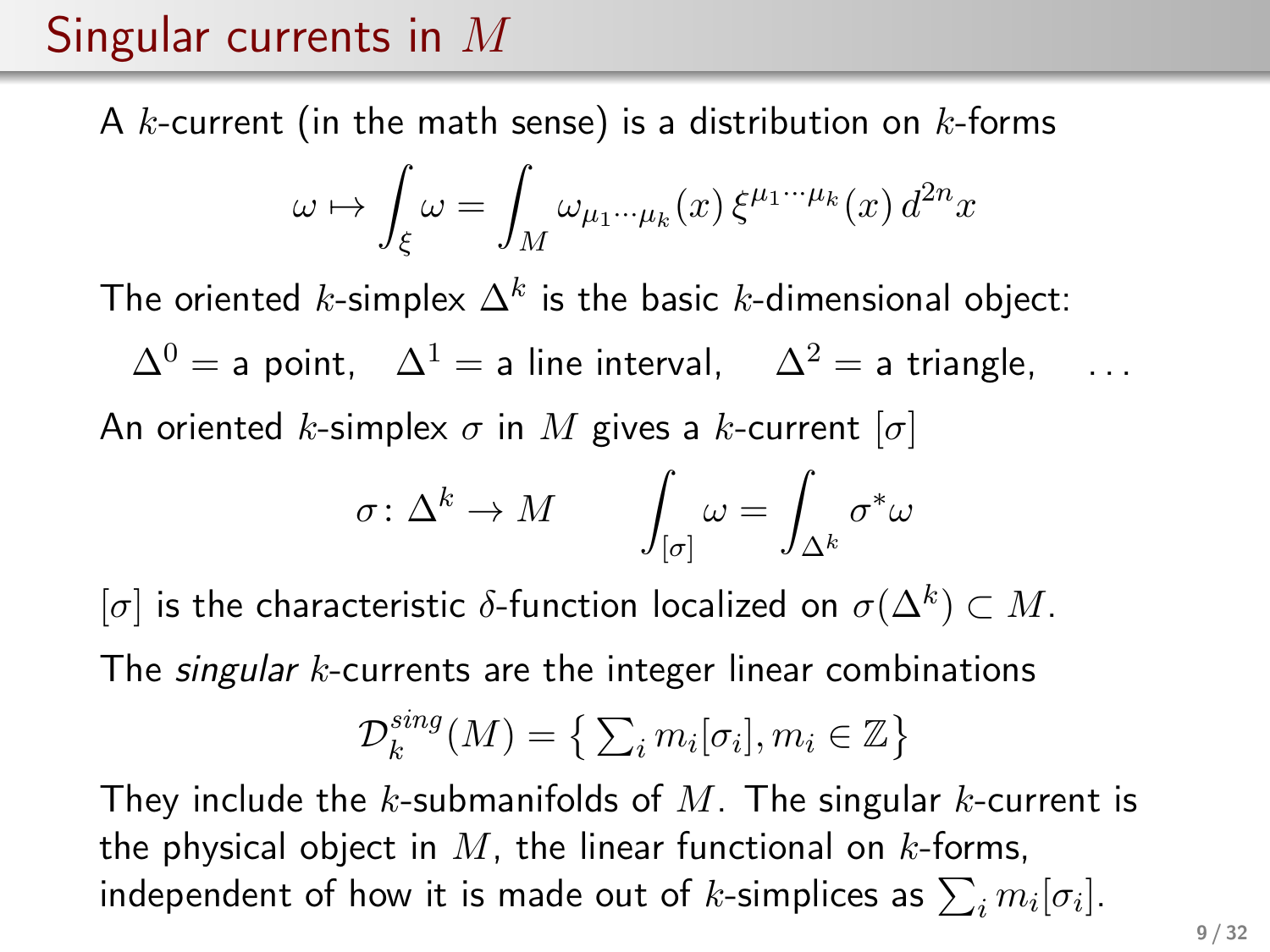# Singular currents in $M$

A $k$-current (in the math sense) is a distribution on $k$-forms

$$\omega \mapsto \int_\xi \omega = \int_M \omega_{\mu_1\cdots\mu_k}(x)\, \xi^{\mu_1\cdots\mu_k}(x)\, d^{2n}x$$

The oriented $k$-simplex $\Delta^k$ is the basic $k$-dimensional object:

$\Delta^0 =$ a point, $\Delta^1 =$ a line interval, $\Delta^2 =$ a triangle, $\ldots$

An oriented $k$-simplex $\sigma$ in $M$ gives a $k$-current $[\sigma]$

$$\sigma \colon \Delta^k \to M \qquad \int_{[\sigma]} \omega = \int_{\Delta^k} \sigma^* \omega$$

$[\sigma]$ is the characteristic $\delta$-function localized on $\sigma(\Delta^k) \subset M$.

The *singular* $k$-currents are the integer linear combinations

$$\mathcal{D}_k^{sing}(M) = \left\{ \textstyle\sum_i m_i[\sigma_i], m_i \in \mathbb{Z} \right\}$$

They include the $k$-submanifolds of $M$. The singular $k$-current is the physical object in $M$, the linear functional on $k$-forms, independent of how it is made out of $k$-simplices as $\sum_i m_i[\sigma_i]$.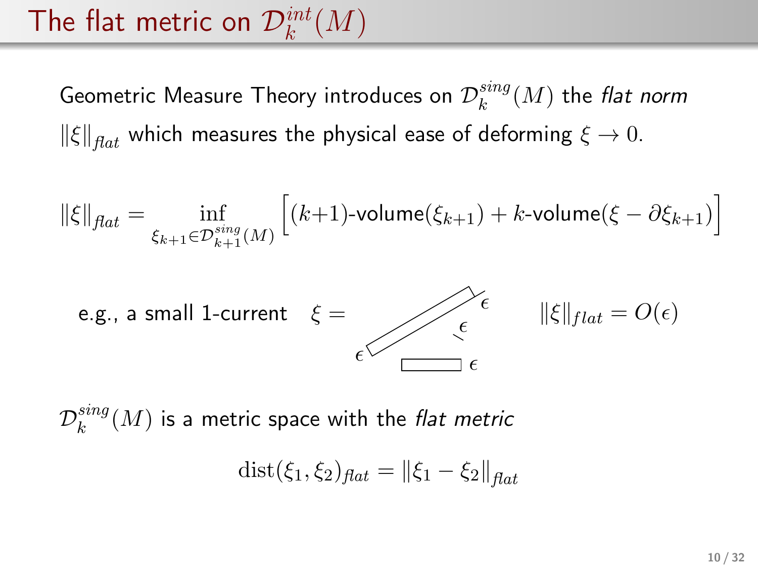# The flat metric on $\mathcal{D}_k^{int}(M)$

Geometric Measure Theory introduces on $\mathcal{D}_k^{sing}(M)$ the *flat norm* $\|\xi\|_{flat}$ which measures the physical ease of deforming $\xi \to 0$.

$$\|\xi\|_{flat} = \inf_{\xi_{k+1} \in \mathcal{D}_{k+1}^{sing}(M)} \Big[ (k{+}1)\text{-volume}(\xi_{k+1}) + k\text{-volume}(\xi - \partial \xi_{k+1}) \Big]$$

e.g., a small 1-current $\quad \xi = \quad$ $\epsilon \quad \epsilon \quad \epsilon \quad \epsilon \qquad \|\xi\|_{flat} = O(\epsilon)$

$\mathcal{D}_k^{sing}(M)$ is a metric space with the *flat metric*

$$\text{dist}(\xi_1, \xi_2)_{flat} = \|\xi_1 - \xi_2\|_{flat}$$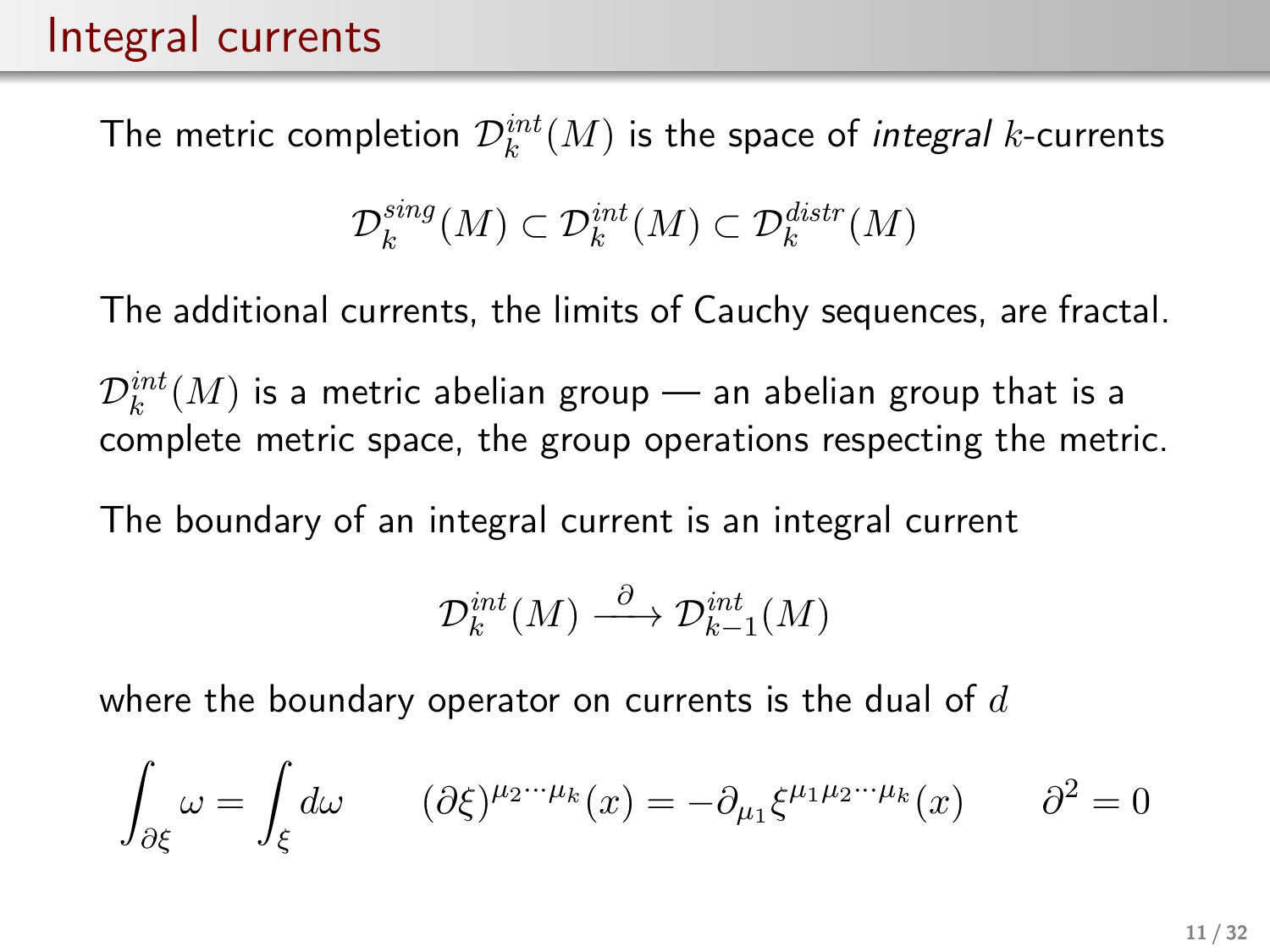# Integral currents

The metric completion $\mathcal{D}_k^{int}(M)$ is the space of *integral* $k$-currents

$$\mathcal{D}_k^{sing}(M) \subset \mathcal{D}_k^{int}(M) \subset \mathcal{D}_k^{distr}(M)$$

The additional currents, the limits of Cauchy sequences, are fractal.

$\mathcal{D}_k^{int}(M)$ is a metric abelian group — an abelian group that is a complete metric space, the group operations respecting the metric.

The boundary of an integral current is an integral current

$$\mathcal{D}_k^{int}(M) \xrightarrow{\partial} \mathcal{D}_{k-1}^{int}(M)$$

where the boundary operator on currents is the dual of $d$

$$\int_{\partial\xi} \omega = \int_{\xi} d\omega \qquad (\partial\xi)^{\mu_2\cdots\mu_k}(x) = -\partial_{\mu_1}\xi^{\mu_1\mu_2\cdots\mu_k}(x) \qquad \partial^2 = 0$$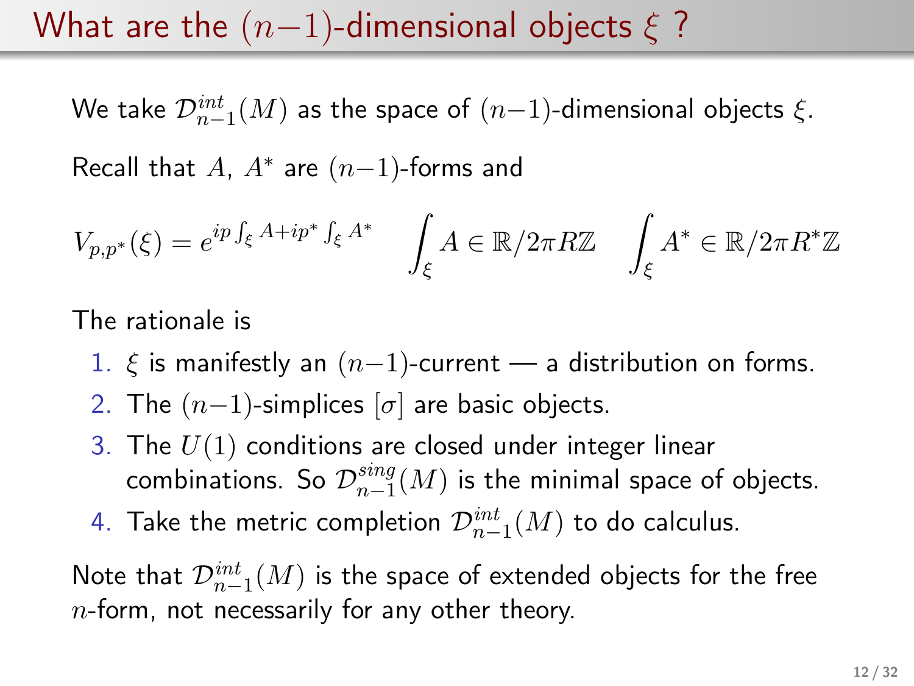# What are the $(n-1)$-dimensional objects $\xi$ ?

We take $\mathcal{D}^{int}_{n-1}(M)$ as the space of $(n-1)$-dimensional objects $\xi$.

Recall that $A$, $A^*$ are $(n-1)$-forms and

$$V_{p,p^*}(\xi) = e^{ip\int_\xi A + ip^*\int_\xi A^*} \qquad \int_\xi A \in \mathbb{R}/2\pi R\mathbb{Z} \qquad \int_\xi A^* \in \mathbb{R}/2\pi R^*\mathbb{Z}$$

The rationale is

1. $\xi$ is manifestly an $(n-1)$-current — a distribution on forms.
2. The $(n-1)$-simplices $[\sigma]$ are basic objects.
3. The $U(1)$ conditions are closed under integer linear combinations. So $\mathcal{D}^{sing}_{n-1}(M)$ is the minimal space of objects.
4. Take the metric completion $\mathcal{D}^{int}_{n-1}(M)$ to do calculus.

Note that $\mathcal{D}^{int}_{n-1}(M)$ is the space of extended objects for the free $n$-form, not necessarily for any other theory.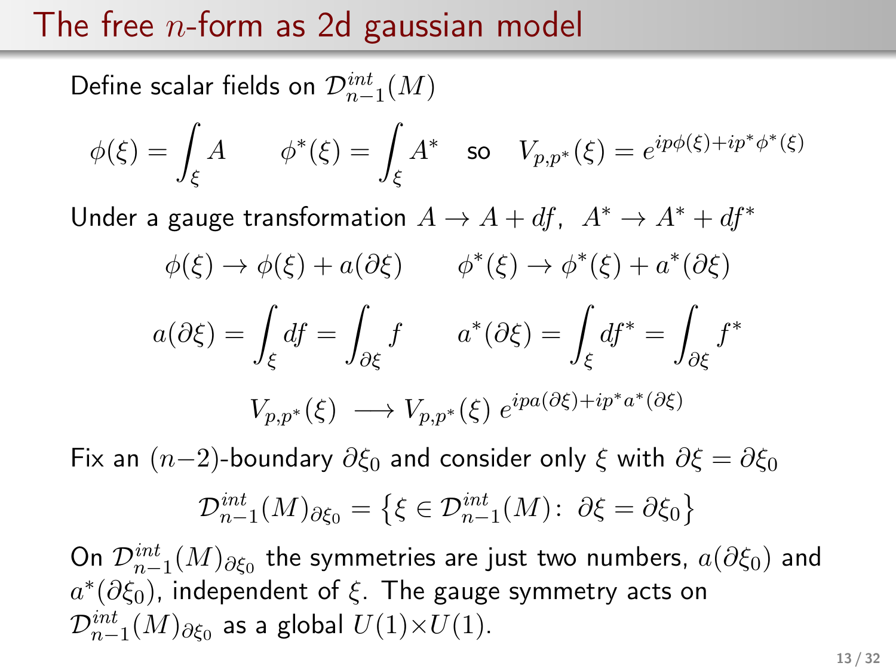# The free $n$-form as 2d gaussian model

Define scalar fields on $\mathcal{D}^{int}_{n-1}(M)$

$$\phi(\xi) = \int_\xi A \qquad \phi^*(\xi) = \int_\xi A^* \quad \text{so} \quad V_{p,p^*}(\xi) = e^{ip\phi(\xi)+ip^*\phi^*(\xi)}$$

Under a gauge transformation $A \to A + df,\ \ A^* \to A^* + df^*$

$$\phi(\xi) \to \phi(\xi) + a(\partial\xi) \qquad \phi^*(\xi) \to \phi^*(\xi) + a^*(\partial\xi)$$

$$a(\partial\xi) = \int_\xi df = \int_{\partial\xi} f \qquad a^*(\partial\xi) = \int_\xi df^* = \int_{\partial\xi} f^*$$

$$V_{p,p^*}(\xi) \;\longrightarrow V_{p,p^*}(\xi)\; e^{ipa(\partial\xi)+ip^*a^*(\partial\xi)}$$

Fix an $(n-2)$-boundary $\partial\xi_0$ and consider only $\xi$ with $\partial\xi = \partial\xi_0$

$$\mathcal{D}^{int}_{n-1}(M)_{\partial\xi_0} = \left\{\xi \in \mathcal{D}^{int}_{n-1}(M):\ \partial\xi = \partial\xi_0\right\}$$

On $\mathcal{D}^{int}_{n-1}(M)_{\partial\xi_0}$ the symmetries are just two numbers, $a(\partial\xi_0)$ and $a^*(\partial\xi_0)$, independent of $\xi$. The gauge symmetry acts on $\mathcal{D}^{int}_{n-1}(M)_{\partial\xi_0}$ as a global $U(1)\times U(1)$.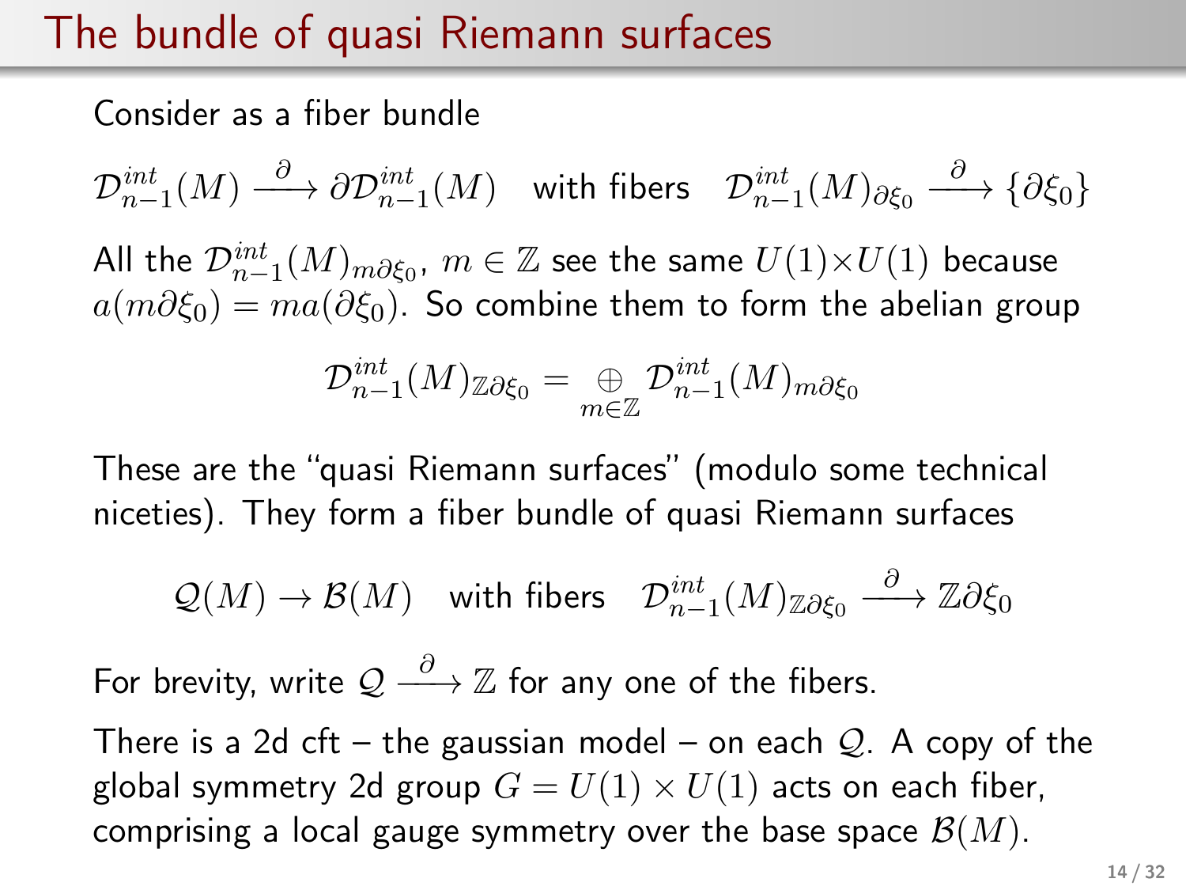# The bundle of quasi Riemann surfaces

Consider as a fiber bundle

$$\mathcal{D}^{int}_{n-1}(M) \xrightarrow{\partial} \partial\mathcal{D}^{int}_{n-1}(M) \quad \text{with fibers} \quad \mathcal{D}^{int}_{n-1}(M)_{\partial\xi_0} \xrightarrow{\partial} \{\partial\xi_0\}$$

All the $\mathcal{D}^{int}_{n-1}(M)_{m\partial\xi_0}$, $m \in \mathbb{Z}$ see the same $U(1)\times U(1)$ because $a(m\partial\xi_0) = ma(\partial\xi_0)$. So combine them to form the abelian group

$$\mathcal{D}^{int}_{n-1}(M)_{\mathbb{Z}\partial\xi_0} = \bigoplus_{m\in\mathbb{Z}} \mathcal{D}^{int}_{n-1}(M)_{m\partial\xi_0}$$

These are the "quasi Riemann surfaces" (modulo some technical niceties). They form a fiber bundle of quasi Riemann surfaces

$$\mathcal{Q}(M) \to \mathcal{B}(M) \quad \text{with fibers} \quad \mathcal{D}^{int}_{n-1}(M)_{\mathbb{Z}\partial\xi_0} \xrightarrow{\partial} \mathbb{Z}\partial\xi_0$$

For brevity, write $\mathcal{Q} \xrightarrow{\partial} \mathbb{Z}$ for any one of the fibers.

There is a 2d cft – the gaussian model – on each $\mathcal{Q}$. A copy of the global symmetry 2d group $G = U(1) \times U(1)$ acts on each fiber, comprising a local gauge symmetry over the base space $\mathcal{B}(M)$.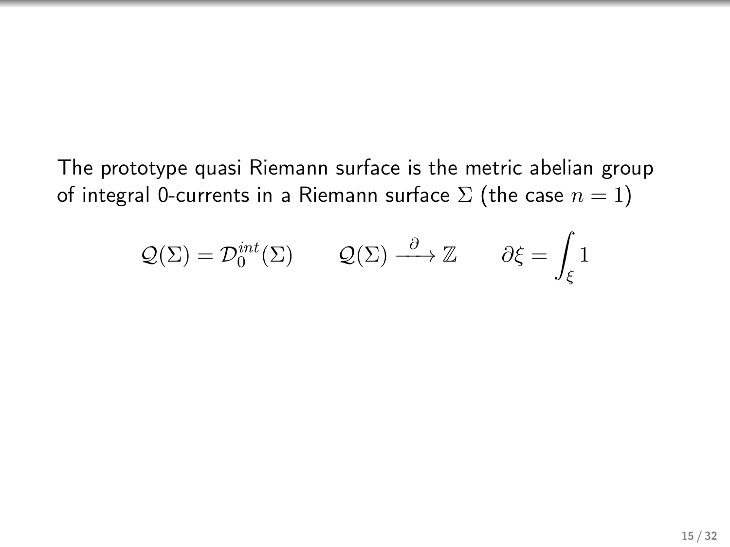The prototype quasi Riemann surface is the metric abelian group of integral 0-currents in a Riemann surface $\Sigma$ (the case $n = 1$)

$$\mathcal{Q}(\Sigma) = \mathcal{D}_0^{int}(\Sigma) \qquad \mathcal{Q}(\Sigma) \xrightarrow{\partial} \mathbb{Z} \qquad \partial\xi = \int_\xi 1$$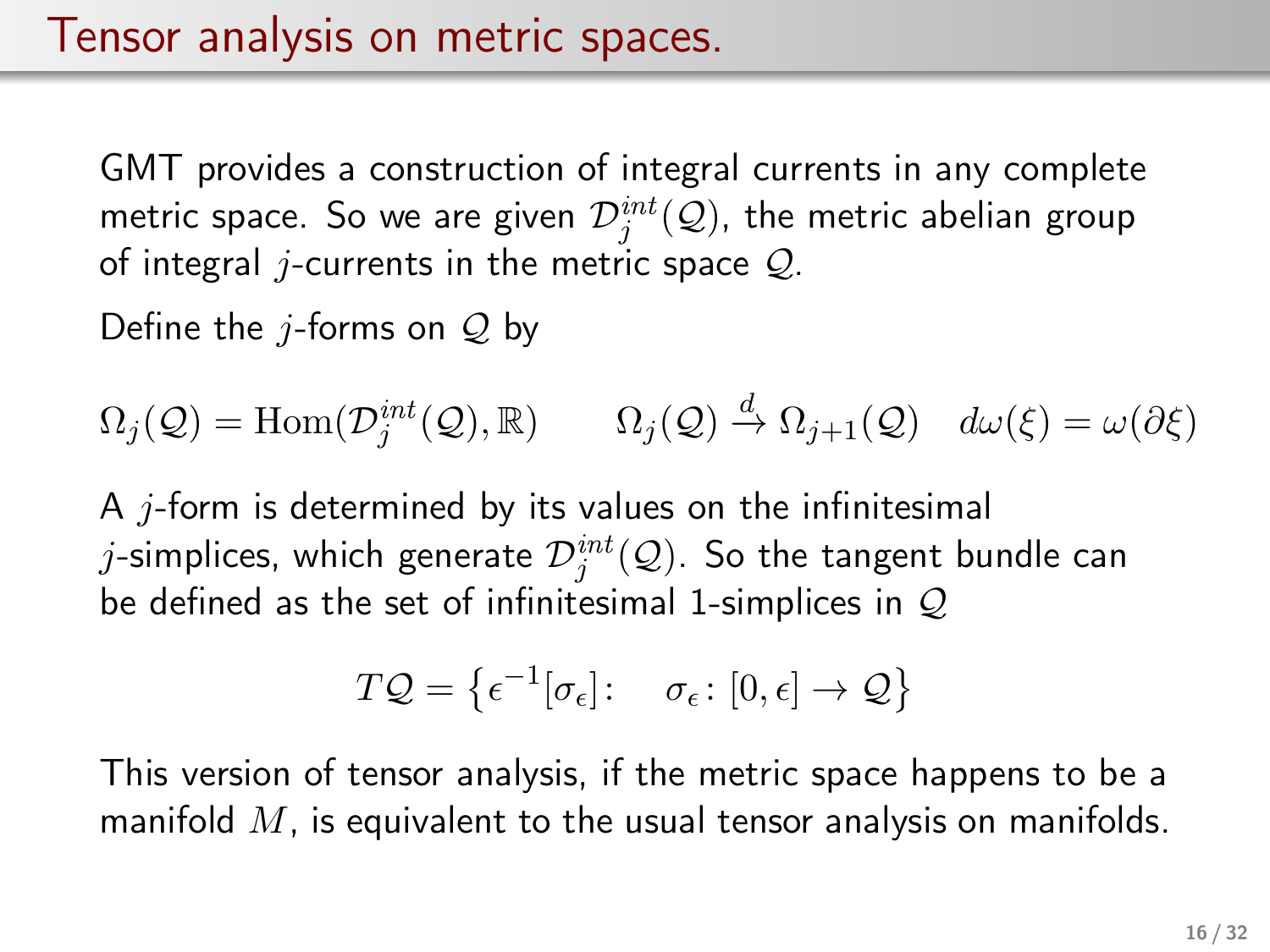# Tensor analysis on metric spaces.

GMT provides a construction of integral currents in any complete metric space. So we are given $\mathcal{D}_j^{int}(\mathcal{Q})$, the metric abelian group of integral $j$-currents in the metric space $\mathcal{Q}$.

Define the $j$-forms on $\mathcal{Q}$ by

$$\Omega_j(\mathcal{Q}) = \mathrm{Hom}(\mathcal{D}_j^{int}(\mathcal{Q}), \mathbb{R}) \qquad \Omega_j(\mathcal{Q}) \xrightarrow{d} \Omega_{j+1}(\mathcal{Q}) \quad d\omega(\xi) = \omega(\partial\xi)$$

A $j$-form is determined by its values on the infinitesimal $j$-simplices, which generate $\mathcal{D}_j^{int}(\mathcal{Q})$. So the tangent bundle can be defined as the set of infinitesimal 1-simplices in $\mathcal{Q}$

$$T\mathcal{Q} = \left\{ \epsilon^{-1}[\sigma_\epsilon] : \quad \sigma_\epsilon : [0, \epsilon] \to \mathcal{Q} \right\}$$

This version of tensor analysis, if the metric space happens to be a manifold $M$, is equivalent to the usual tensor analysis on manifolds.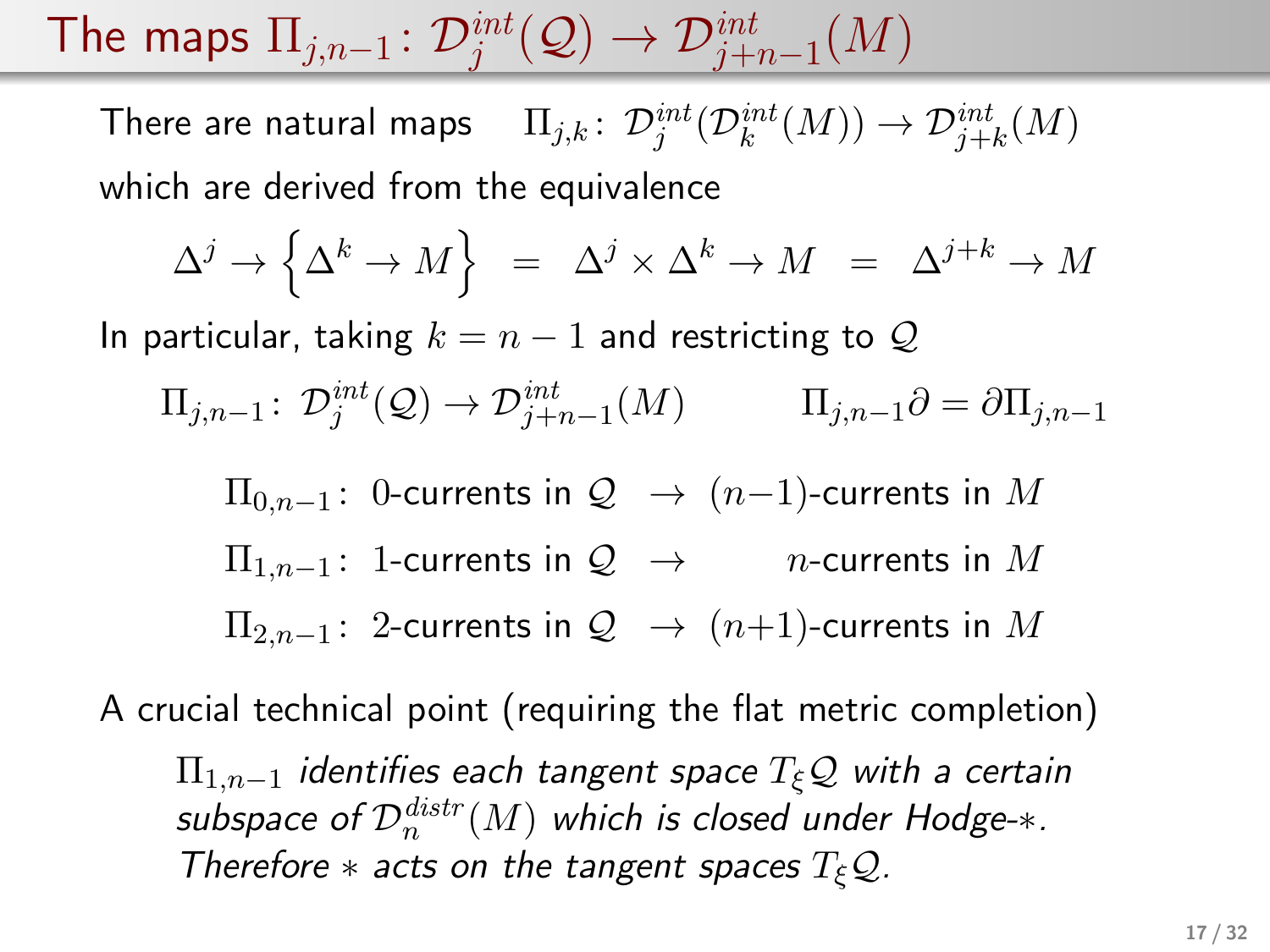# The maps $\Pi_{j,n-1} \colon \mathcal{D}^{int}_j(\mathcal{Q}) \to \mathcal{D}^{int}_{j+n-1}(M)$

There are natural maps $\quad \Pi_{j,k} \colon \mathcal{D}^{int}_j(\mathcal{D}^{int}_k(M)) \to \mathcal{D}^{int}_{j+k}(M)$

which are derived from the equivalence

$$\Delta^j \to \left\{ \Delta^k \to M \right\} \;=\; \Delta^j \times \Delta^k \to M \;=\; \Delta^{j+k} \to M$$

In particular, taking $k = n-1$ and restricting to $\mathcal{Q}$

$$\Pi_{j,n-1} \colon \mathcal{D}^{int}_j(\mathcal{Q}) \to \mathcal{D}^{int}_{j+n-1}(M) \qquad \Pi_{j,n-1}\partial = \partial \Pi_{j,n-1}$$

$\Pi_{0,n-1}$: 0-currents in $\mathcal{Q}$ $\to$ $(n-1)$-currents in $M$

$\Pi_{1,n-1}$: 1-currents in $\mathcal{Q}$ $\to$ $n$-currents in $M$

$\Pi_{2,n-1}$: 2-currents in $\mathcal{Q}$ $\to$ $(n+1)$-currents in $M$

A crucial technical point (requiring the flat metric completion)

> $\Pi_{1,n-1}$ *identifies each tangent space* $T_\xi \mathcal{Q}$ *with a certain subspace of* $\mathcal{D}^{distr}_n(M)$ *which is closed under Hodge-*$*$*. Therefore* $*$ *acts on the tangent spaces* $T_\xi \mathcal{Q}$*.*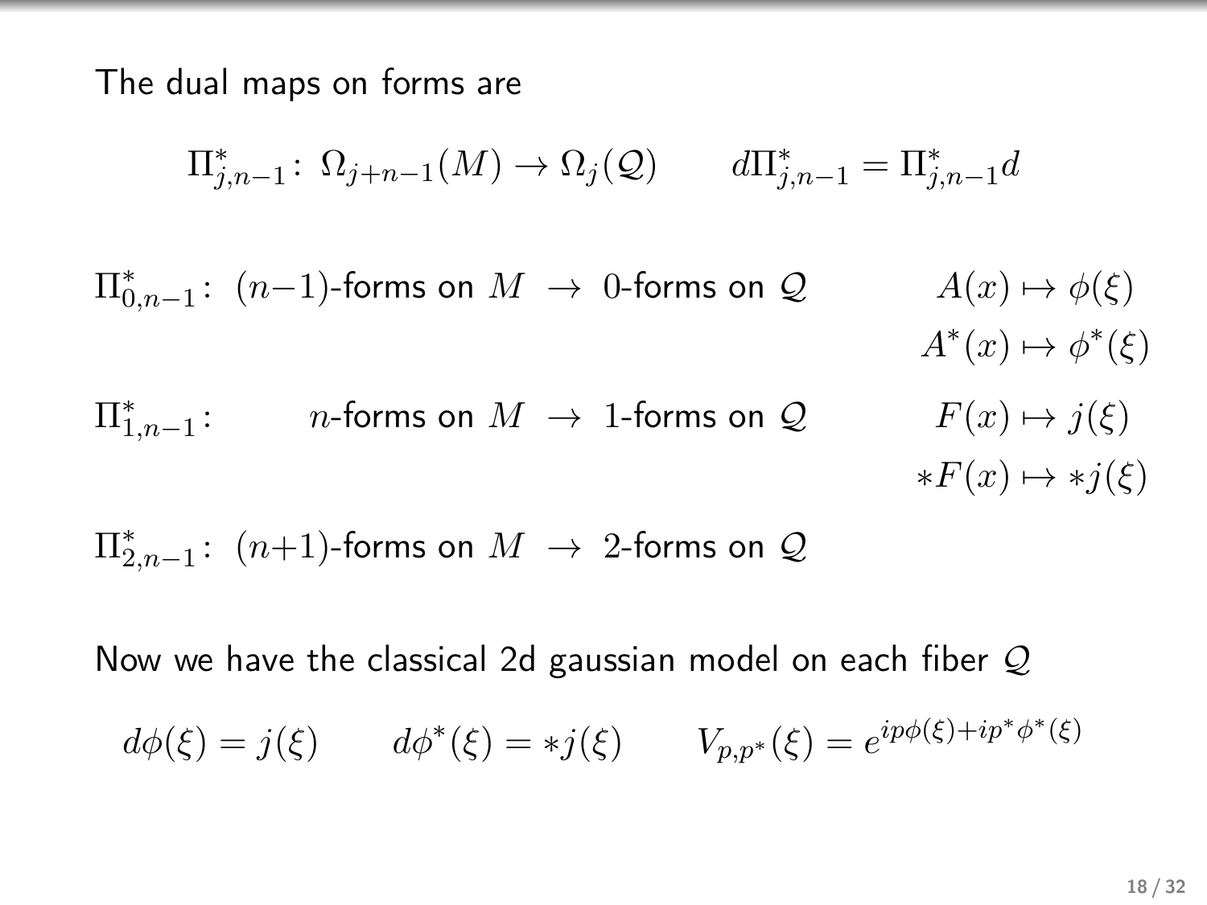The dual maps on forms are

$$\Pi^*_{j,n-1}\colon\ \Omega_{j+n-1}(M) \to \Omega_j(\mathcal{Q}) \qquad d\Pi^*_{j,n-1} = \Pi^*_{j,n-1} d$$

$\Pi^*_{0,n-1}$: $(n-1)$-forms on $M \ \to\ 0$-forms on $\mathcal{Q}$ $\qquad A(x) \mapsto \phi(\xi)$, $\quad A^*(x) \mapsto \phi^*(\xi)$

$\Pi^*_{1,n-1}$: $n$-forms on $M \ \to\ 1$-forms on $\mathcal{Q}$ $\qquad F(x) \mapsto j(\xi)$, $\quad *F(x) \mapsto *j(\xi)$

$\Pi^*_{2,n-1}$: $(n+1)$-forms on $M \ \to\ 2$-forms on $\mathcal{Q}$

Now we have the classical 2d gaussian model on each fiber $\mathcal{Q}$

$$d\phi(\xi) = j(\xi) \qquad d\phi^*(\xi) = *j(\xi) \qquad V_{p,p^*}(\xi) = e^{ip\phi(\xi) + ip^*\phi^*(\xi)}$$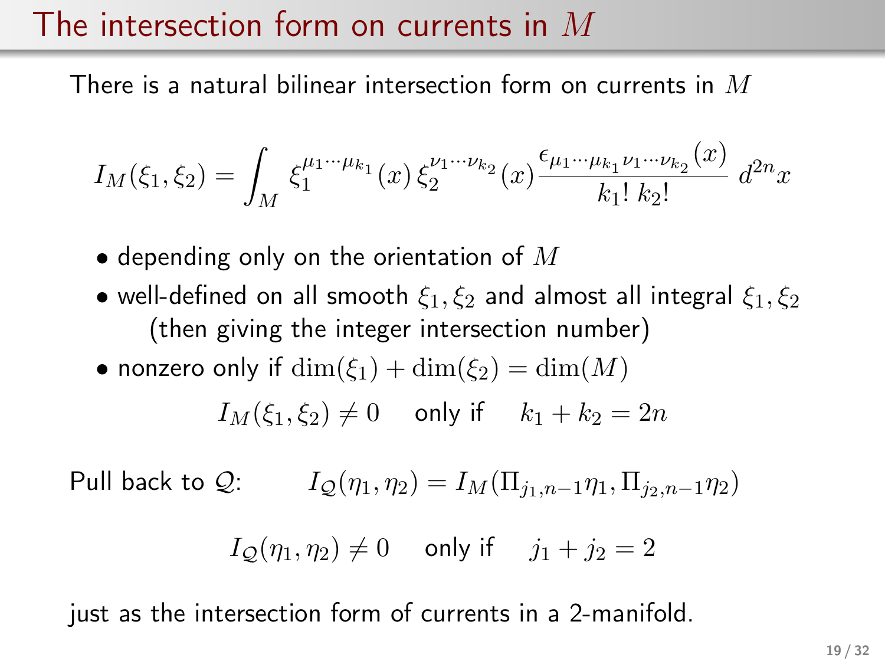# The intersection form on currents in $M$

There is a natural bilinear intersection form on currents in $M$

$$I_M(\xi_1, \xi_2) = \int_M \xi_1^{\mu_1 \cdots \mu_{k_1}}(x)\, \xi_2^{\nu_1 \cdots \nu_{k_2}}(x)\, \frac{\epsilon_{\mu_1 \cdots \mu_{k_1} \nu_1 \cdots \nu_{k_2}}(x)}{k_1!\; k_2!}\; d^{2n}x$$

- depending only on the orientation of $M$
- well-defined on all smooth $\xi_1, \xi_2$ and almost all integral $\xi_1, \xi_2$ (then giving the integer intersection number)
- nonzero only if $\dim(\xi_1) + \dim(\xi_2) = \dim(M)$

$$I_M(\xi_1, \xi_2) \neq 0 \quad \text{only if} \quad k_1 + k_2 = 2n$$

Pull back to $\mathcal{Q}$: $\qquad I_{\mathcal{Q}}(\eta_1, \eta_2) = I_M(\Pi_{j_1, n-1}\eta_1, \Pi_{j_2, n-1}\eta_2)$

$$I_{\mathcal{Q}}(\eta_1, \eta_2) \neq 0 \quad \text{only if} \quad j_1 + j_2 = 2$$

just as the intersection form of currents in a 2-manifold.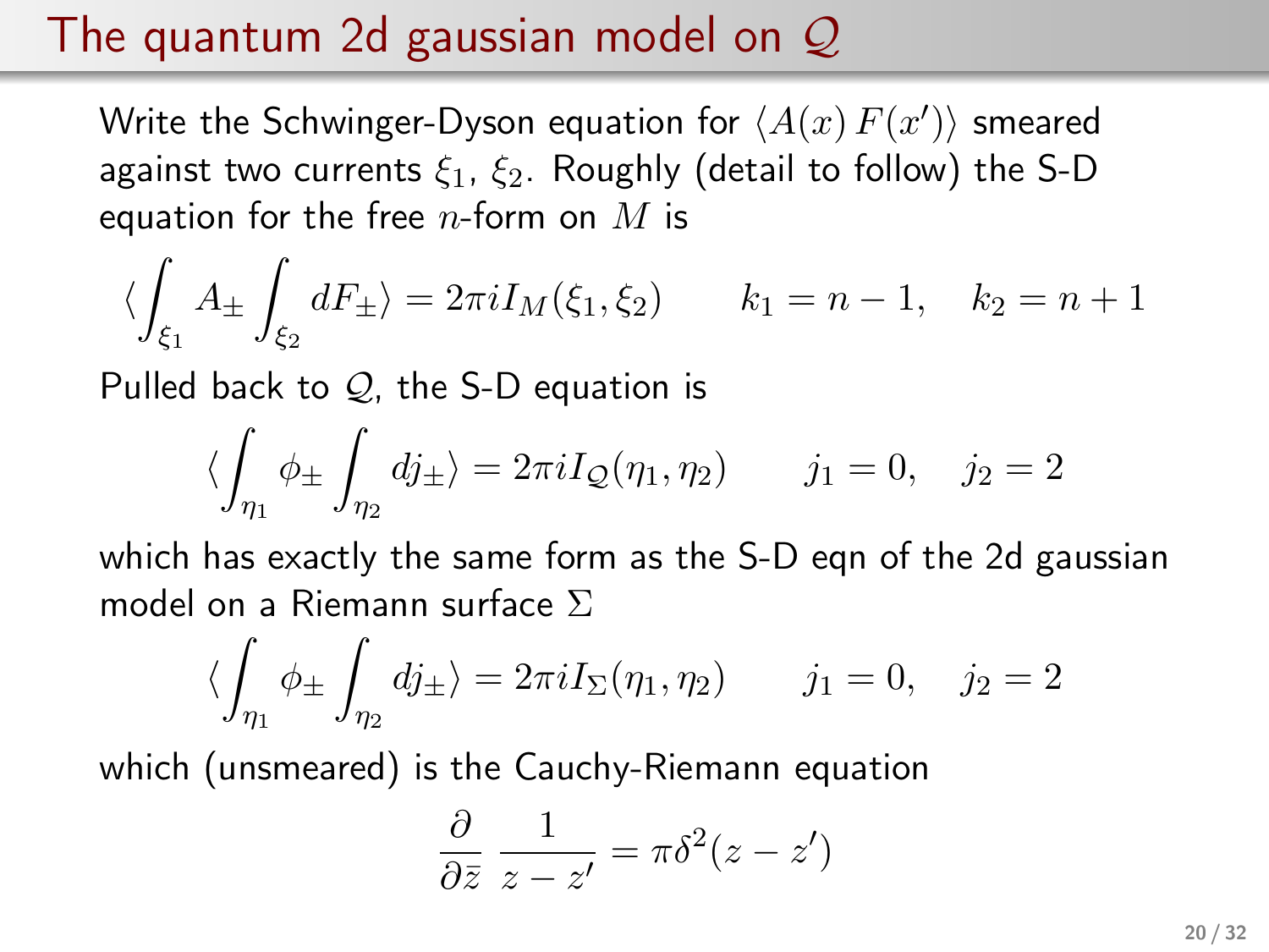# The quantum 2d gaussian model on $\mathcal{Q}$

Write the Schwinger-Dyson equation for $\langle A(x)\, F(x')\rangle$ smeared against two currents $\xi_1$, $\xi_2$. Roughly (detail to follow) the S-D equation for the free $n$-form on $M$ is

$$\langle \int_{\xi_1} A_\pm \int_{\xi_2} dF_\pm \rangle = 2\pi i I_M(\xi_1, \xi_2) \qquad k_1 = n-1, \quad k_2 = n+1$$

Pulled back to $\mathcal{Q}$, the S-D equation is

$$\langle \int_{\eta_1} \phi_\pm \int_{\eta_2} dj_\pm \rangle = 2\pi i I_{\mathcal{Q}}(\eta_1, \eta_2) \qquad j_1 = 0, \quad j_2 = 2$$

which has exactly the same form as the S-D eqn of the 2d gaussian model on a Riemann surface $\Sigma$

$$\langle \int_{\eta_1} \phi_\pm \int_{\eta_2} dj_\pm \rangle = 2\pi i I_{\Sigma}(\eta_1, \eta_2) \qquad j_1 = 0, \quad j_2 = 2$$

which (unsmeared) is the Cauchy-Riemann equation

$$\frac{\partial}{\partial \bar{z}} \, \frac{1}{z - z'} = \pi \delta^2(z - z')$$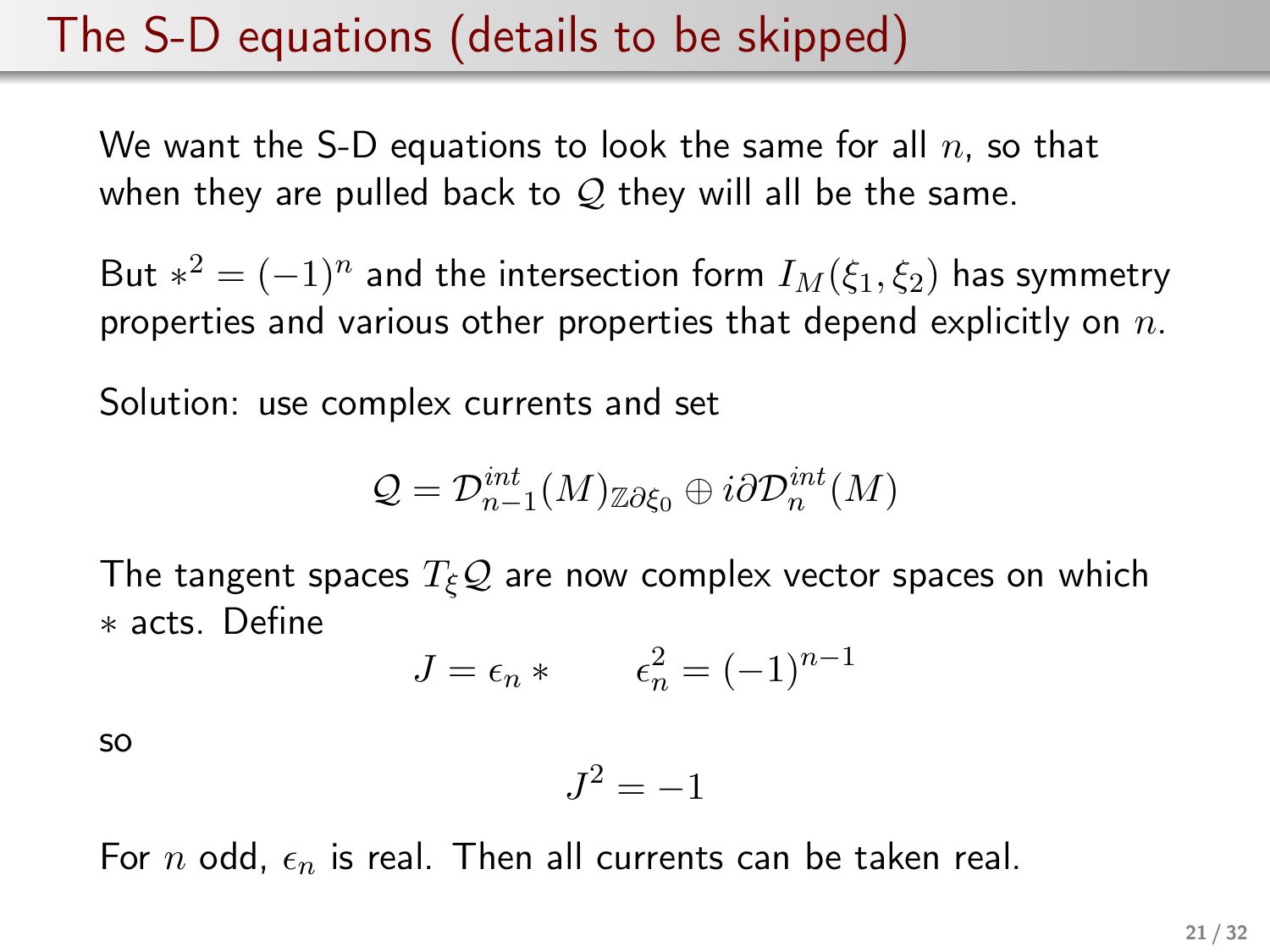# The S-D equations (details to be skipped)

We want the S-D equations to look the same for all $n$, so that when they are pulled back to $\mathcal{Q}$ they will all be the same.

But $*^2 = (-1)^n$ and the intersection form $I_M(\xi_1, \xi_2)$ has symmetry properties and various other properties that depend explicitly on $n$.

Solution: use complex currents and set

$$\mathcal{Q} = \mathcal{D}^{int}_{n-1}(M)_{\mathbb{Z}\partial\xi_0} \oplus i\partial\mathcal{D}^{int}_n(M)$$

The tangent spaces $T_\xi\mathcal{Q}$ are now complex vector spaces on which $*$ acts. Define

$$J = \epsilon_n * \qquad \epsilon_n^2 = (-1)^{n-1}$$

so

$$J^2 = -1$$

For $n$ odd, $\epsilon_n$ is real. Then all currents can be taken real.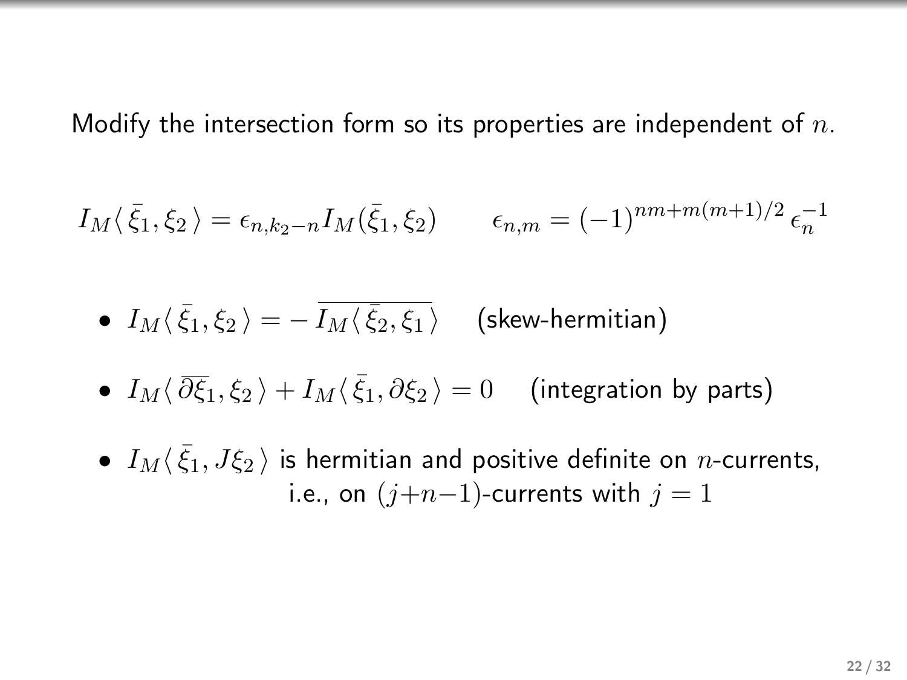Modify the intersection form so its properties are independent of $n$.

$$I_M\langle\, \bar{\xi_1}, \xi_2\,\rangle = \epsilon_{n,k_2-n} I_M(\bar{\xi_1}, \xi_2) \qquad \epsilon_{n,m} = (-1)^{nm+m(m+1)/2}\,\epsilon_n^{-1}$$

- $I_M\langle\, \bar{\xi_1}, \xi_2\,\rangle = -\,\overline{I_M\langle\, \bar{\xi_2}, \xi_1\,\rangle}$ (skew-hermitian)
- $I_M\langle\, \overline{\partial\xi_1}, \xi_2\,\rangle + I_M\langle\, \bar{\xi_1}, \partial\xi_2\,\rangle = 0$ (integration by parts)
- $I_M\langle\, \bar{\xi_1}, J\xi_2\,\rangle$ is hermitian and positive definite on $n$-currents, i.e., on $(j{+}n{-}1)$-currents with $j = 1$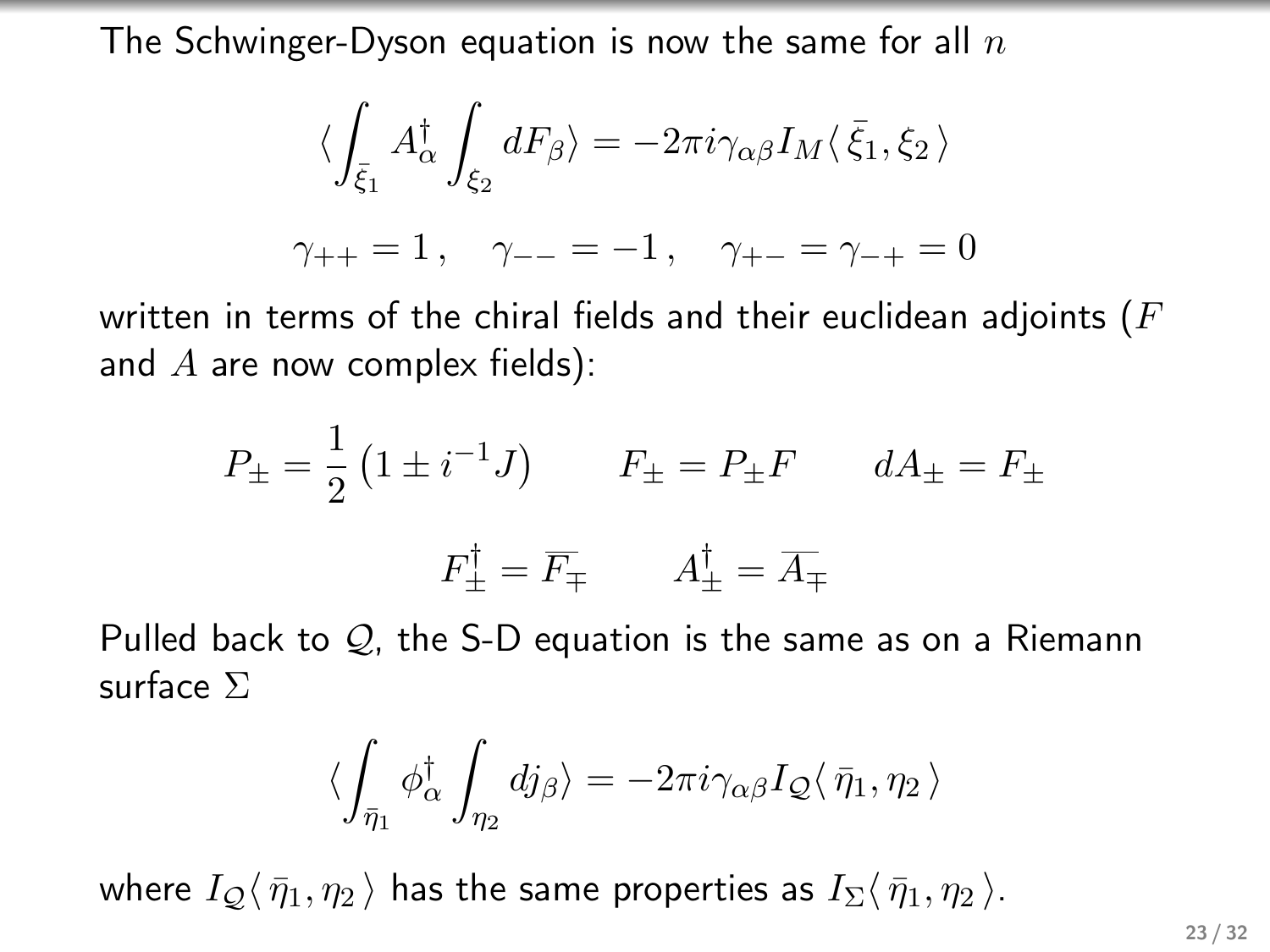The Schwinger-Dyson equation is now the same for all $n$

$$\langle \int_{\bar{\xi}_1} A^\dagger_\alpha \int_{\xi_2} dF_\beta \rangle = -2\pi i \gamma_{\alpha\beta} I_M \langle \bar{\xi}_1, \xi_2 \rangle$$

$$\gamma_{++} = 1\,, \quad \gamma_{--} = -1\,, \quad \gamma_{+-} = \gamma_{-+} = 0$$

written in terms of the chiral fields and their euclidean adjoints ($F$ and $A$ are now complex fields):

$$P_\pm = \frac{1}{2}\left(1 \pm i^{-1} J\right) \qquad F_\pm = P_\pm F \qquad dA_\pm = F_\pm$$

$$F^\dagger_\pm = \overline{F_\mp} \qquad A^\dagger_\pm = \overline{A_\mp}$$

Pulled back to $\mathcal{Q}$, the S-D equation is the same as on a Riemann surface $\Sigma$

$$\langle \int_{\bar{\eta}_1} \phi^\dagger_\alpha \int_{\eta_2} dj_\beta \rangle = -2\pi i \gamma_{\alpha\beta} I_{\mathcal{Q}} \langle \bar{\eta}_1, \eta_2 \rangle$$

where $I_{\mathcal{Q}} \langle \bar{\eta}_1, \eta_2 \rangle$ has the same properties as $I_\Sigma \langle \bar{\eta}_1, \eta_2 \rangle$.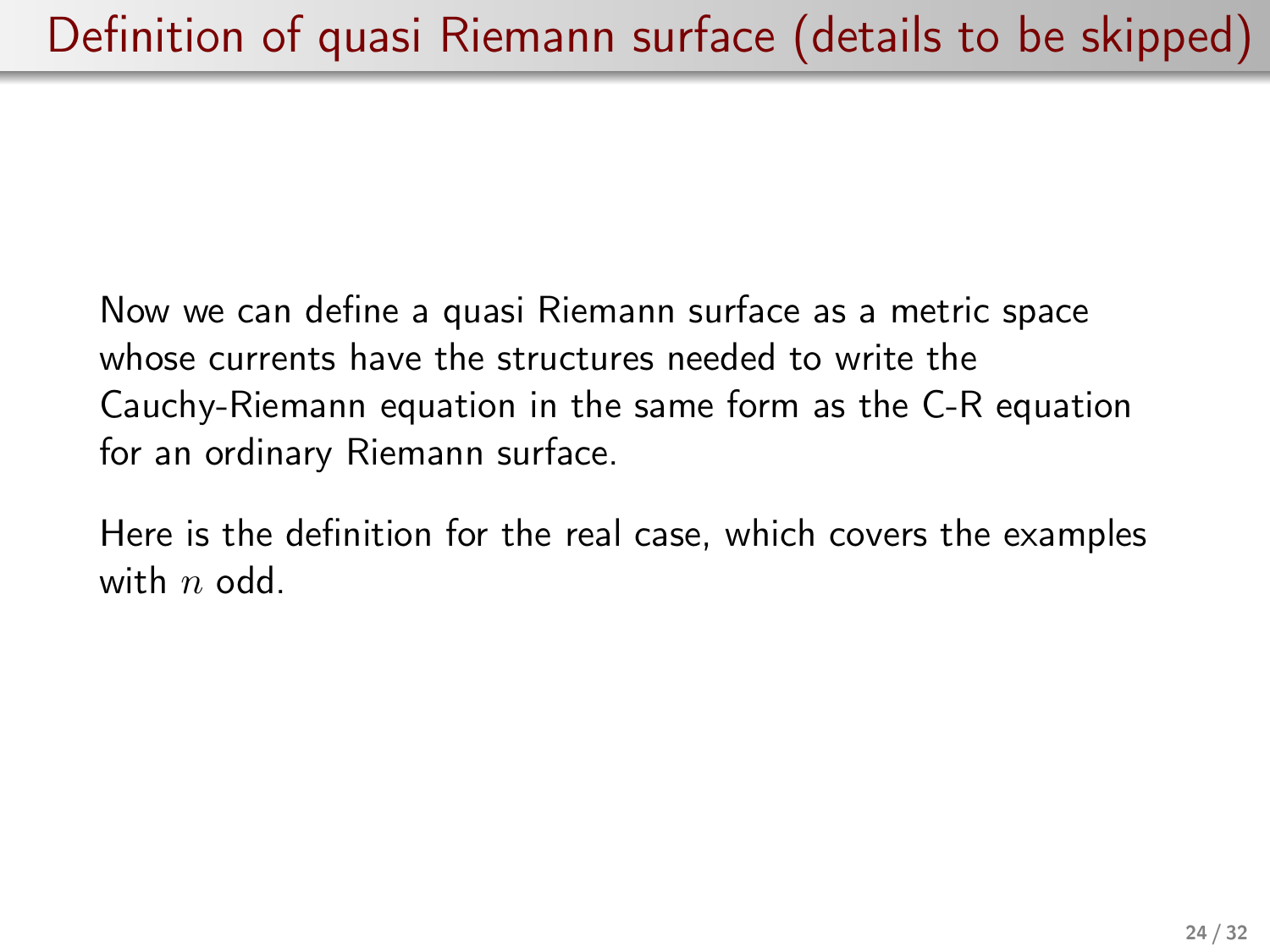# Definition of quasi Riemann surface (details to be skipped)

Now we can define a quasi Riemann surface as a metric space whose currents have the structures needed to write the Cauchy-Riemann equation in the same form as the C-R equation for an ordinary Riemann surface.

Here is the definition for the real case, which covers the examples with $n$ odd.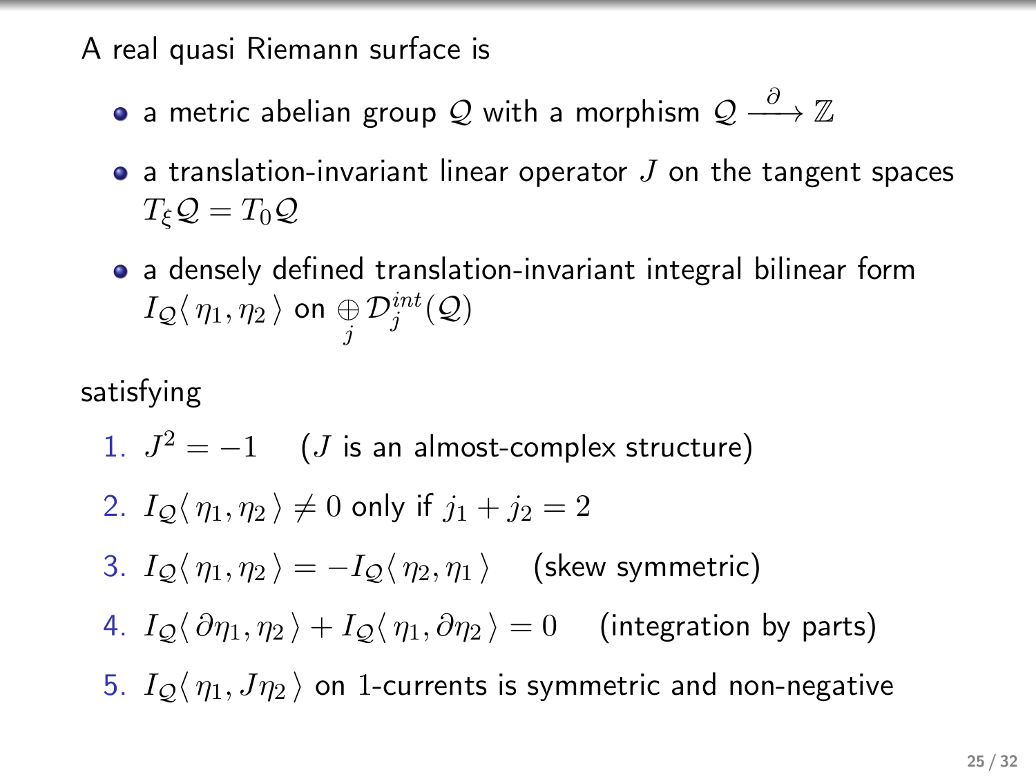A real quasi Riemann surface is

- a metric abelian group $\mathcal{Q}$ with a morphism $\mathcal{Q} \xrightarrow{\partial} \mathbb{Z}$
- a translation-invariant linear operator $J$ on the tangent spaces $T_\xi \mathcal{Q} = T_0 \mathcal{Q}$
- a densely defined translation-invariant integral bilinear form $I_{\mathcal{Q}}\langle\, \eta_1, \eta_2 \,\rangle$ on $\bigoplus_j \mathcal{D}_j^{int}(\mathcal{Q})$

satisfying

1. $J^2 = -1$ &nbsp;&nbsp;&nbsp; ($J$ is an almost-complex structure)
2. $I_{\mathcal{Q}}\langle\, \eta_1, \eta_2 \,\rangle \neq 0$ only if $j_1 + j_2 = 2$
3. $I_{\mathcal{Q}}\langle\, \eta_1, \eta_2 \,\rangle = -I_{\mathcal{Q}}\langle\, \eta_2, \eta_1 \,\rangle$ &nbsp;&nbsp;&nbsp; (skew symmetric)
4. $I_{\mathcal{Q}}\langle\, \partial\eta_1, \eta_2 \,\rangle + I_{\mathcal{Q}}\langle\, \eta_1, \partial\eta_2 \,\rangle = 0$ &nbsp;&nbsp;&nbsp; (integration by parts)
5. $I_{\mathcal{Q}}\langle\, \eta_1, J\eta_2 \,\rangle$ on $1$-currents is symmetric and non-negative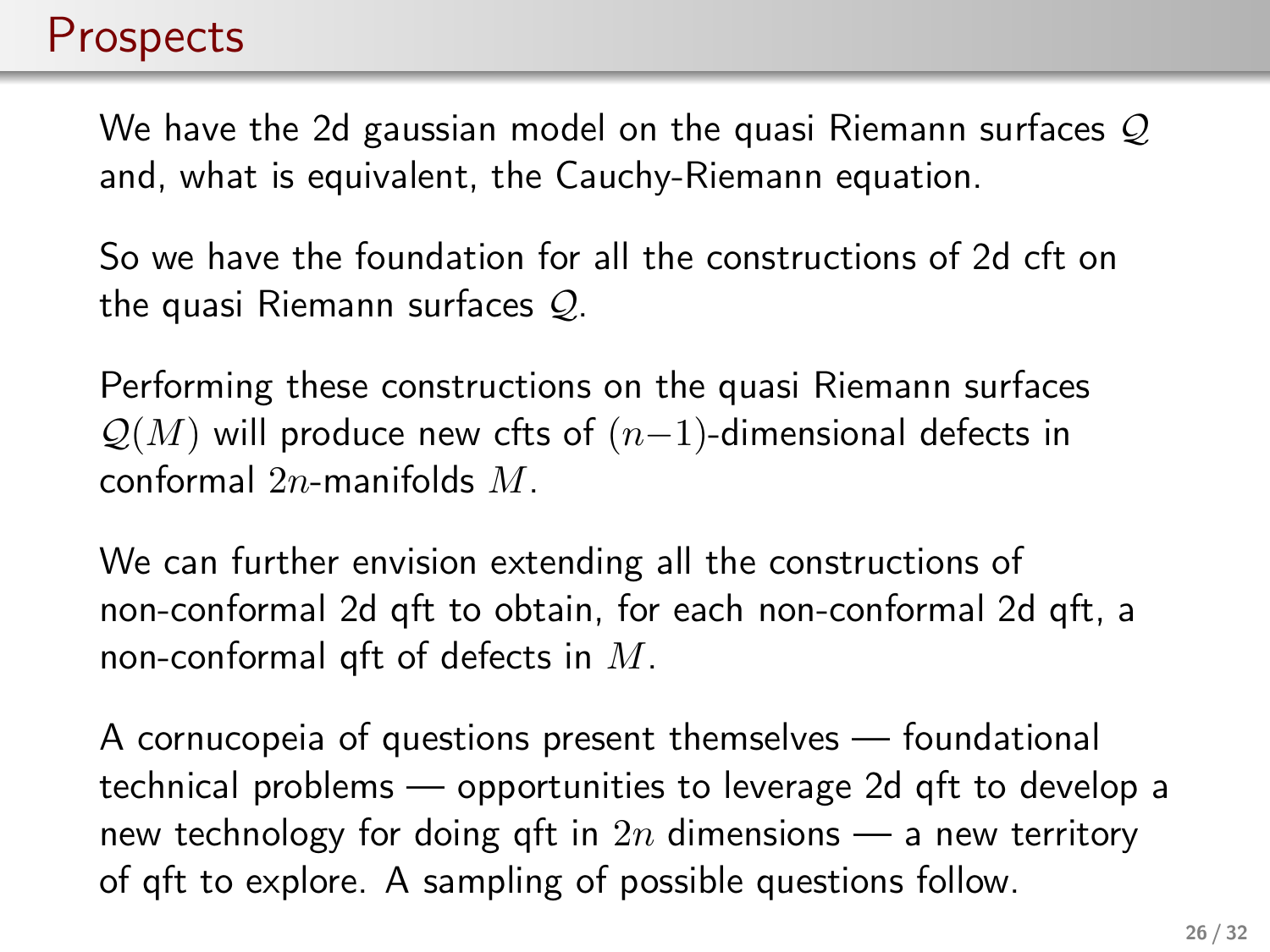# Prospects

We have the 2d gaussian model on the quasi Riemann surfaces $\mathcal{Q}$ and, what is equivalent, the Cauchy-Riemann equation.

So we have the foundation for all the constructions of 2d cft on the quasi Riemann surfaces $\mathcal{Q}$.

Performing these constructions on the quasi Riemann surfaces $\mathcal{Q}(M)$ will produce new cfts of $(n-1)$-dimensional defects in conformal $2n$-manifolds $M$.

We can further envision extending all the constructions of non-conformal 2d qft to obtain, for each non-conformal 2d qft, a non-conformal qft of defects in $M$.

A cornucopeia of questions present themselves — foundational technical problems — opportunities to leverage 2d qft to develop a new technology for doing qft in $2n$ dimensions — a new territory of qft to explore. A sampling of possible questions follow.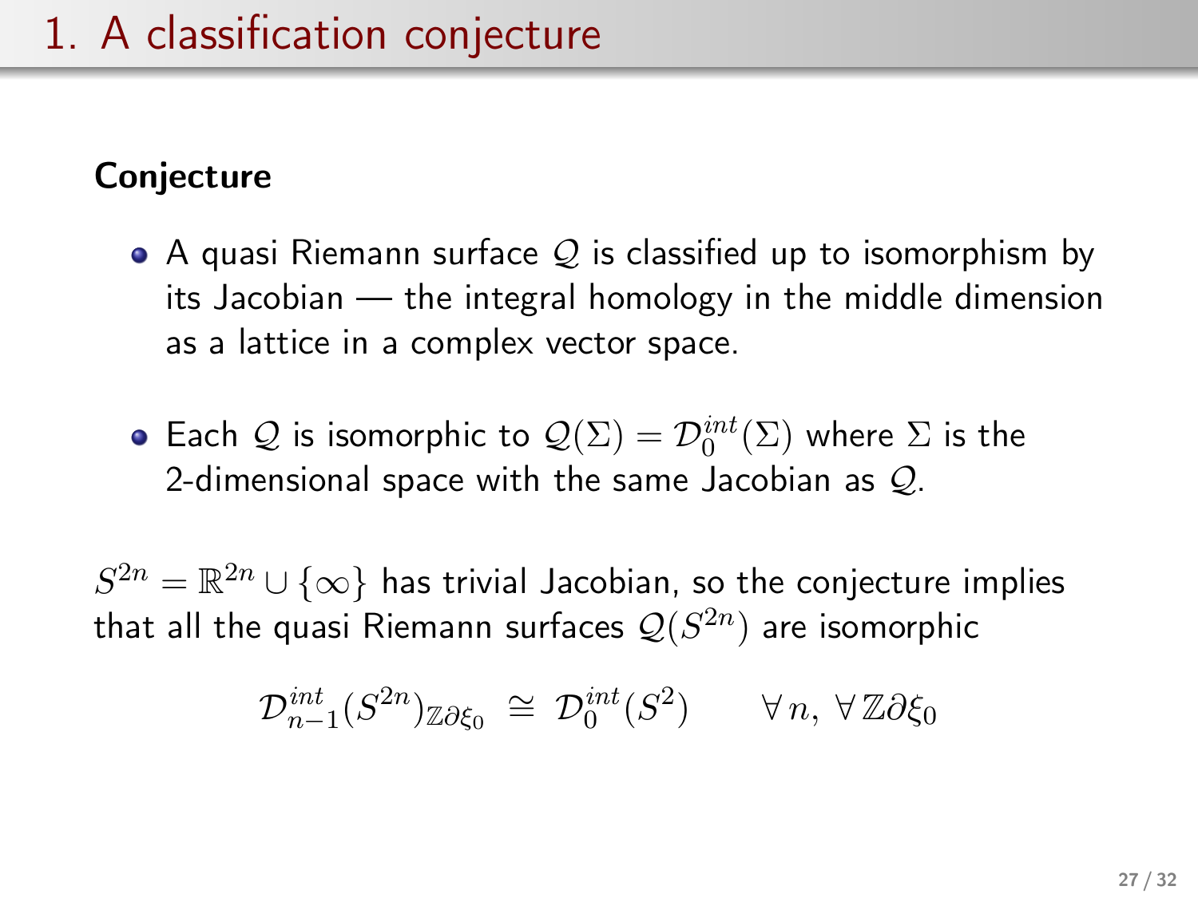# 1. A classification conjecture

**Conjecture**

- A quasi Riemann surface $\mathcal{Q}$ is classified up to isomorphism by its Jacobian — the integral homology in the middle dimension as a lattice in a complex vector space.

- Each $\mathcal{Q}$ is isomorphic to $\mathcal{Q}(\Sigma) = \mathcal{D}_0^{int}(\Sigma)$ where $\Sigma$ is the 2-dimensional space with the same Jacobian as $\mathcal{Q}$.

$S^{2n} = \mathbb{R}^{2n} \cup \{\infty\}$ has trivial Jacobian, so the conjecture implies that all the quasi Riemann surfaces $\mathcal{Q}(S^{2n})$ are isomorphic

$$\mathcal{D}_{n-1}^{int}(S^{2n})_{\mathbb{Z}\partial\xi_0} \;\cong\; \mathcal{D}_0^{int}(S^2) \qquad \forall\, n,\ \forall\, \mathbb{Z}\partial\xi_0$$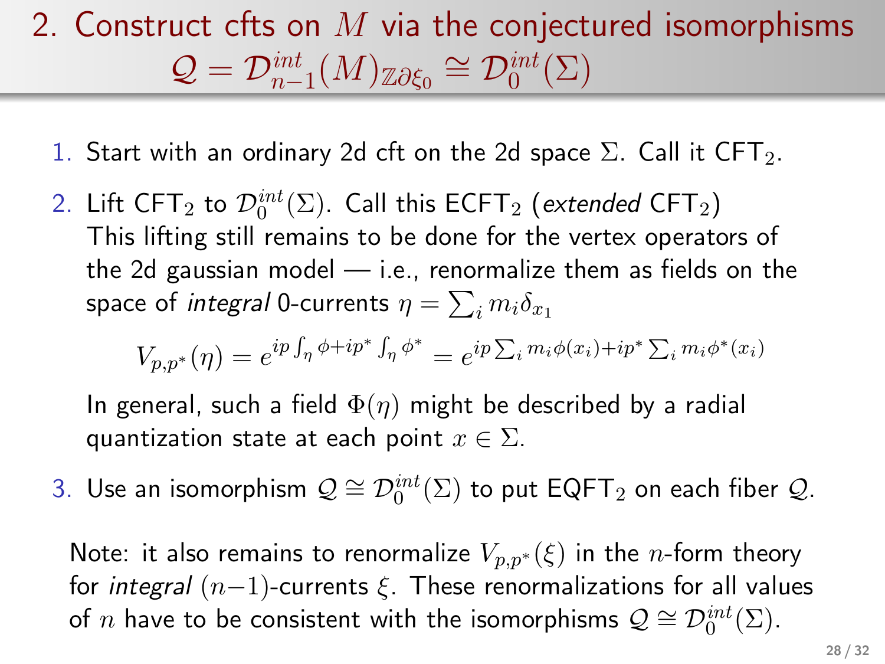# 2. Construct cfts on $M$ via the conjectured isomorphisms $\mathcal{Q} = \mathcal{D}^{int}_{n-1}(M)_{\mathbb{Z}\partial\xi_0} \cong \mathcal{D}^{int}_0(\Sigma)$

1. Start with an ordinary 2d cft on the 2d space $\Sigma$. Call it $\mathsf{CFT}_2$.
2. Lift $\mathsf{CFT}_2$ to $\mathcal{D}^{int}_0(\Sigma)$. Call this $\mathsf{ECFT}_2$ (*extended* $\mathsf{CFT}_2$)
   This lifting still remains to be done for the vertex operators of the 2d gaussian model — i.e., renormalize them as fields on the space of *integral* 0-currents $\eta = \sum_i m_i \delta_{x_1}$

   $$V_{p,p^*}(\eta) = e^{ip\int_\eta \phi + ip^* \int_\eta \phi^*} = e^{ip\sum_i m_i \phi(x_i) + ip^* \sum_i m_i \phi^*(x_i)}$$

   In general, such a field $\Phi(\eta)$ might be described by a radial quantization state at each point $x \in \Sigma$.
3. Use an isomorphism $\mathcal{Q} \cong \mathcal{D}^{int}_0(\Sigma)$ to put $\mathsf{EQFT}_2$ on each fiber $\mathcal{Q}$.

Note: it also remains to renormalize $V_{p,p^*}(\xi)$ in the $n$-form theory for *integral* $(n-1)$-currents $\xi$. These renormalizations for all values of $n$ have to be consistent with the isomorphisms $\mathcal{Q} \cong \mathcal{D}^{int}_0(\Sigma)$.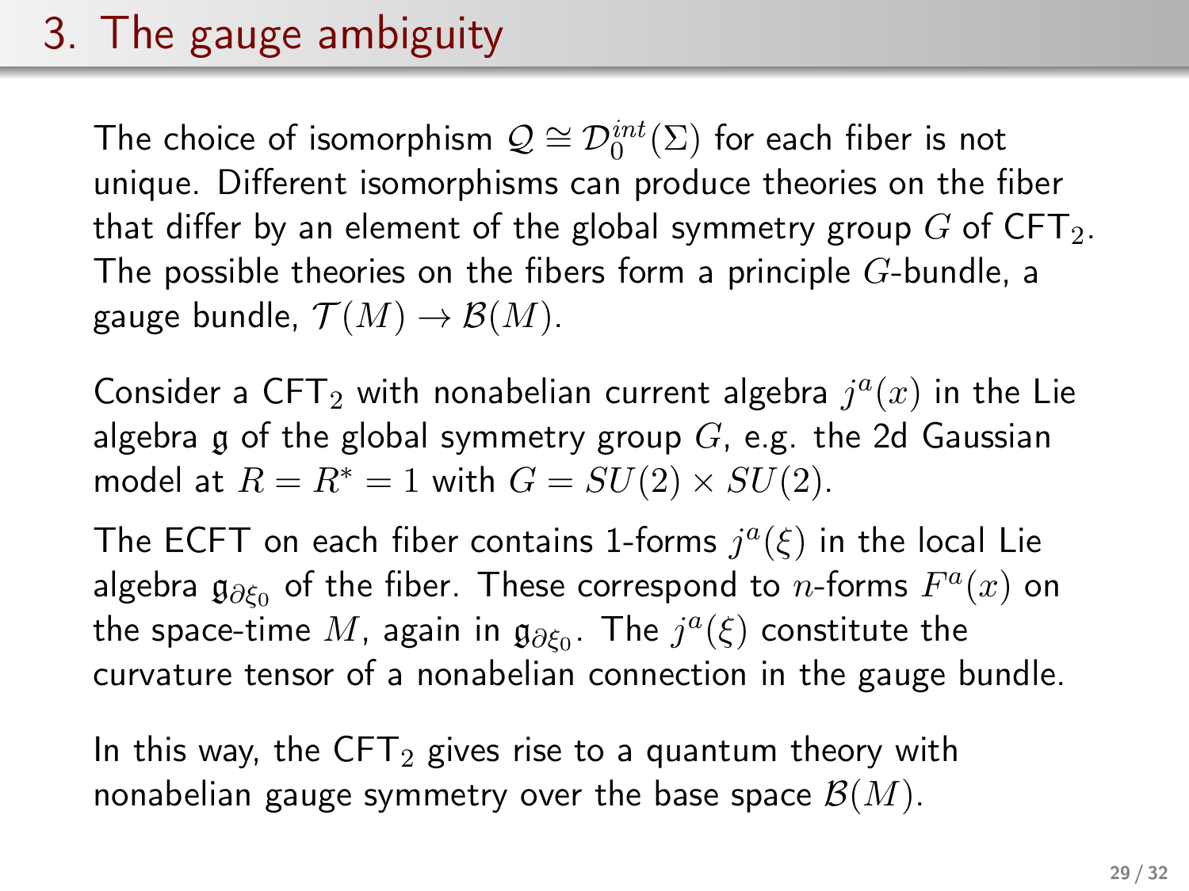# 3. The gauge ambiguity

The choice of isomorphism $\mathcal{Q} \cong \mathcal{D}_0^{int}(\Sigma)$ for each fiber is not unique. Different isomorphisms can produce theories on the fiber that differ by an element of the global symmetry group $G$ of CFT$_2$. The possible theories on the fibers form a principle $G$-bundle, a gauge bundle, $\mathcal{T}(M) \to \mathcal{B}(M)$.

Consider a CFT$_2$ with nonabelian current algebra $j^a(x)$ in the Lie algebra $\mathfrak{g}$ of the global symmetry group $G$, e.g. the 2d Gaussian model at $R = R^* = 1$ with $G = SU(2) \times SU(2)$.

The ECFT on each fiber contains 1-forms $j^a(\xi)$ in the local Lie algebra $\mathfrak{g}_{\partial\xi_0}$ of the fiber. These correspond to $n$-forms $F^a(x)$ on the space-time $M$, again in $\mathfrak{g}_{\partial\xi_0}$. The $j^a(\xi)$ constitute the curvature tensor of a nonabelian connection in the gauge bundle.

In this way, the CFT$_2$ gives rise to a quantum theory with nonabelian gauge symmetry over the base space $\mathcal{B}(M)$.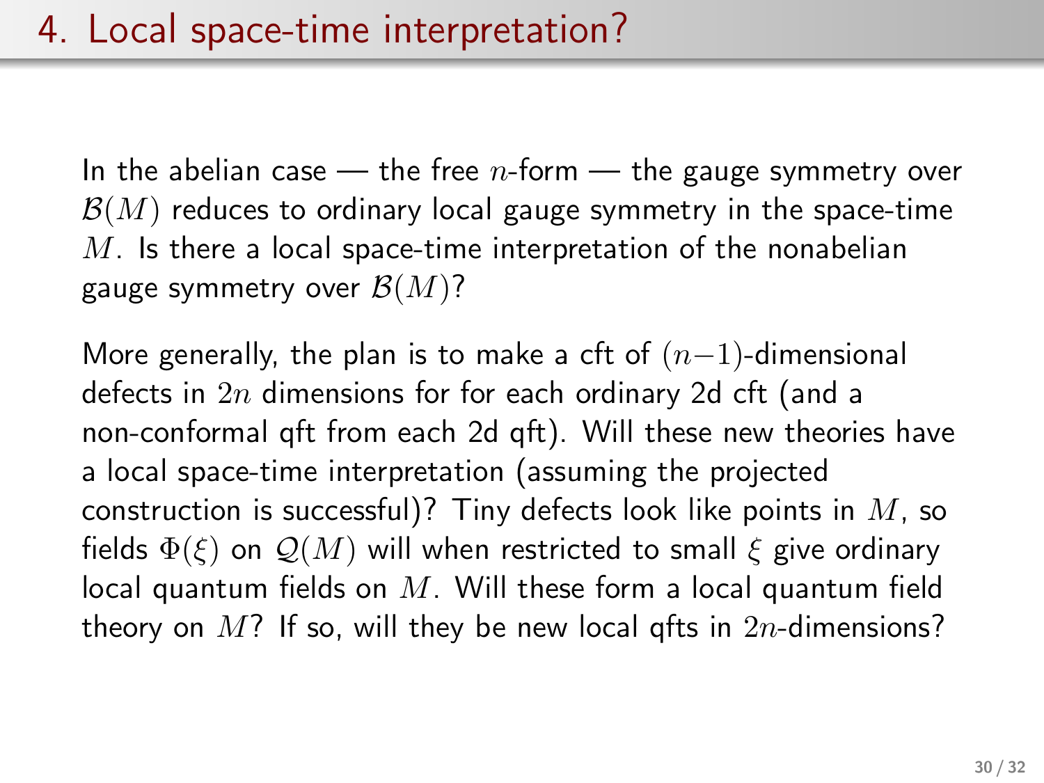# 4. Local space-time interpretation?

In the abelian case — the free $n$-form — the gauge symmetry over $\mathcal{B}(M)$ reduces to ordinary local gauge symmetry in the space-time $M$. Is there a local space-time interpretation of the nonabelian gauge symmetry over $\mathcal{B}(M)$?

More generally, the plan is to make a cft of $(n-1)$-dimensional defects in $2n$ dimensions for for each ordinary 2d cft (and a non-conformal qft from each 2d qft). Will these new theories have a local space-time interpretation (assuming the projected construction is successful)? Tiny defects look like points in $M$, so fields $\Phi(\xi)$ on $\mathcal{Q}(M)$ will when restricted to small $\xi$ give ordinary local quantum fields on $M$. Will these form a local quantum field theory on $M$? If so, will they be new local qfts in $2n$-dimensions?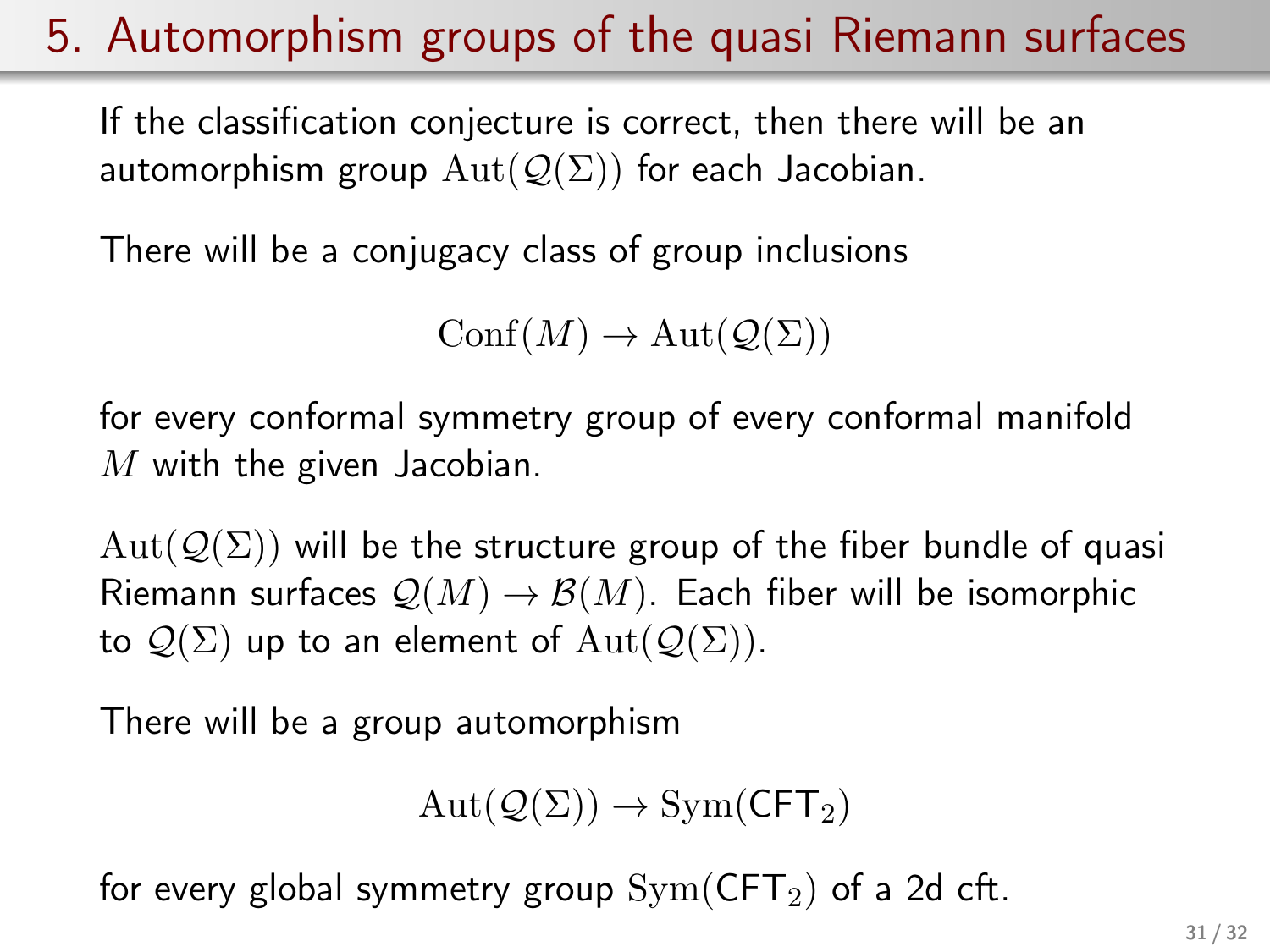# 5. Automorphism groups of the quasi Riemann surfaces

If the classification conjecture is correct, then there will be an automorphism group $\mathrm{Aut}(\mathcal{Q}(\Sigma))$ for each Jacobian.

There will be a conjugacy class of group inclusions

$$\mathrm{Conf}(M) \to \mathrm{Aut}(\mathcal{Q}(\Sigma))$$

for every conformal symmetry group of every conformal manifold $M$ with the given Jacobian.

$\mathrm{Aut}(\mathcal{Q}(\Sigma))$ will be the structure group of the fiber bundle of quasi Riemann surfaces $\mathcal{Q}(M) \to \mathcal{B}(M)$. Each fiber will be isomorphic to $\mathcal{Q}(\Sigma)$ up to an element of $\mathrm{Aut}(\mathcal{Q}(\Sigma))$.

There will be a group automorphism

$$\mathrm{Aut}(\mathcal{Q}(\Sigma)) \to \mathrm{Sym}(\mathsf{CFT}_2)$$

for every global symmetry group $\mathrm{Sym}(\mathsf{CFT}_2)$ of a 2d cft.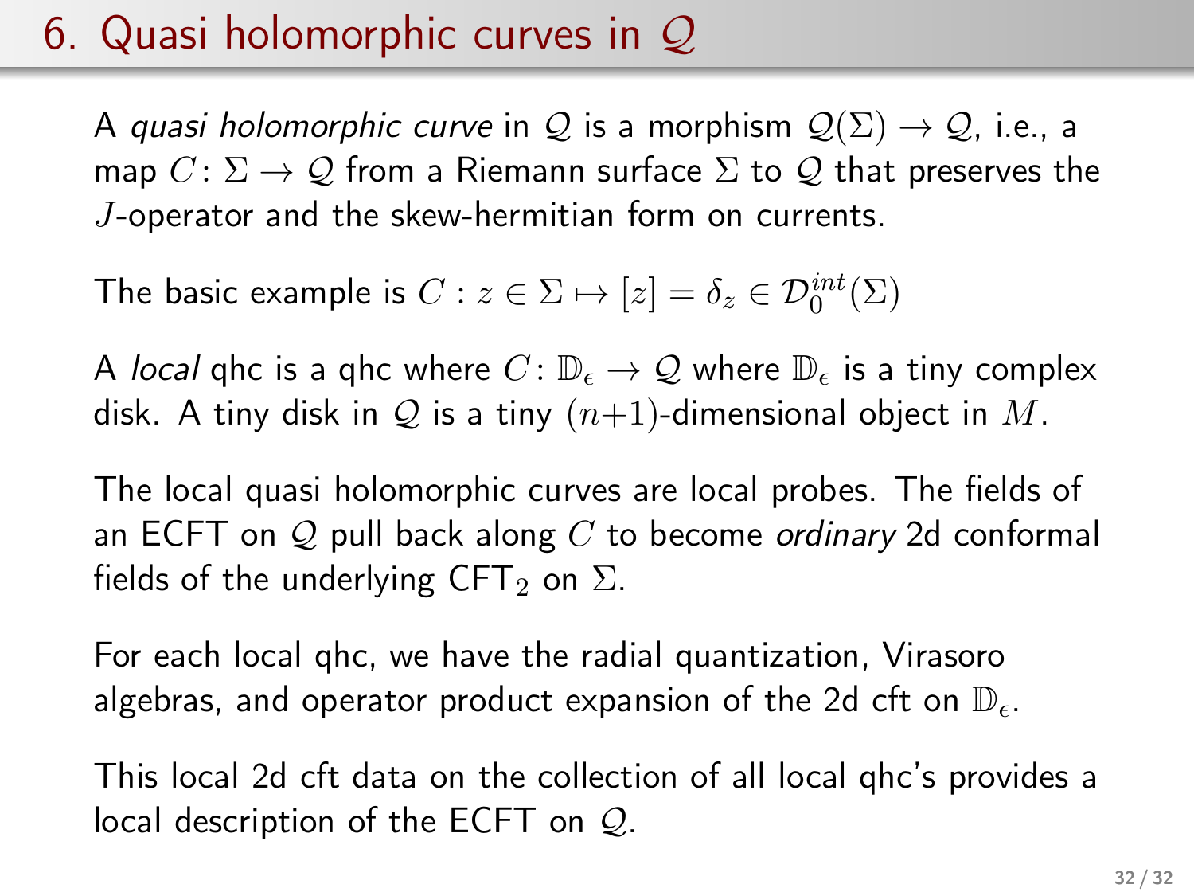# 6. Quasi holomorphic curves in $\mathcal{Q}$

A *quasi holomorphic curve* in $\mathcal{Q}$ is a morphism $\mathcal{Q}(\Sigma) \to \mathcal{Q}$, i.e., a map $C\colon \Sigma \to \mathcal{Q}$ from a Riemann surface $\Sigma$ to $\mathcal{Q}$ that preserves the $J$-operator and the skew-hermitian form on currents.

The basic example is $C : z \in \Sigma \mapsto [z] = \delta_z \in \mathcal{D}_0^{int}(\Sigma)$

A *local* qhc is a qhc where $C\colon \mathbb{D}_\epsilon \to \mathcal{Q}$ where $\mathbb{D}_\epsilon$ is a tiny complex disk. A tiny disk in $\mathcal{Q}$ is a tiny $(n{+}1)$-dimensional object in $M$.

The local quasi holomorphic curves are local probes. The fields of an ECFT on $\mathcal{Q}$ pull back along $C$ to become *ordinary* 2d conformal fields of the underlying CFT$_2$ on $\Sigma$.

For each local qhc, we have the radial quantization, Virasoro algebras, and operator product expansion of the 2d cft on $\mathbb{D}_\epsilon$.

This local 2d cft data on the collection of all local qhc's provides a local description of the ECFT on $\mathcal{Q}$.